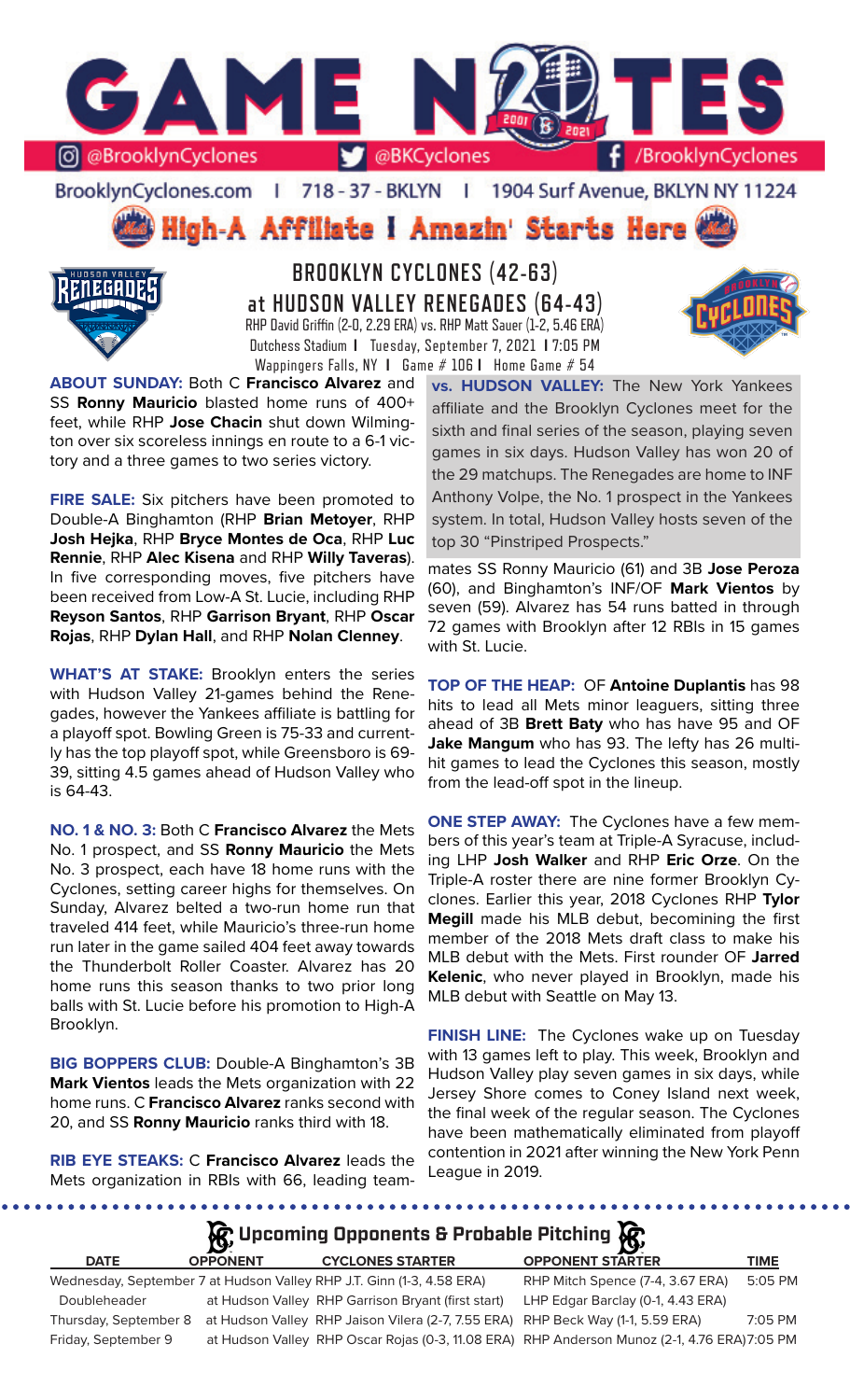# GAME NOTES

@BrooklynCyclones | @BKCyclones | /BrooklynCyclones

BrooklynCyclones.com | 718 - 37 - BKLYN | 1904 Surf Avenue, BKLYN NY 11224

## High-A Affiliate I Amazin' Starts Here

## BROOKLYN CYCLONES (42-63)
## at HUDSON VALLEY RENEGADES (64-43)

RHP David Griffin (2-0, 2.29 ERA) vs. RHP Matt Sauer (1-2, 5.46 ERA)
Dutchess Stadium I Tuesday, September 7, 2021 I 7:05 PM
Wappingers Falls, NY I Game # 106 I Home Game # 54

**ABOUT SUNDAY:** Both C **Francisco Alvarez** and SS **Ronny Mauricio** blasted home runs of 400+ feet, while RHP **Jose Chacin** shut down Wilmington over six scoreless innings en route to a 6-1 victory and a three games to two series victory.

**FIRE SALE:** Six pitchers have been promoted to Double-A Binghamton (RHP **Brian Metoyer**, RHP **Josh Hejka**, RHP **Bryce Montes de Oca**, RHP **Luc Rennie**, RHP **Alec Kisena** and RHP **Willy Taveras**). In five corresponding moves, five pitchers have been received from Low-A St. Lucie, including RHP **Reyson Santos**, RHP **Garrison Bryant**, RHP **Oscar Rojas**, RHP **Dylan Hall**, and RHP **Nolan Clenney**.

**WHAT'S AT STAKE:** Brooklyn enters the series with Hudson Valley 21-games behind the Renegades, however the Yankees affiliate is battling for a playoff spot. Bowling Green is 75-33 and currently has the top playoff spot, while Greensboro is 69-39, sitting 4.5 games ahead of Hudson Valley who is 64-43.

**NO. 1 & NO. 3:** Both C **Francisco Alvarez** the Mets No. 1 prospect, and SS **Ronny Mauricio** the Mets No. 3 prospect, each have 18 home runs with the Cyclones, setting career highs for themselves. On Sunday, Alvarez belted a two-run home run that traveled 414 feet, while Mauricio's three-run home run later in the game sailed 404 feet away towards the Thunderbolt Roller Coaster. Alvarez has 20 home runs this season thanks to two prior long balls with St. Lucie before his promotion to High-A Brooklyn.

**BIG BOPPERS CLUB:** Double-A Binghamton's 3B **Mark Vientos** leads the Mets organization with 22 home runs. C **Francisco Alvarez** ranks second with 20, and SS **Ronny Mauricio** ranks third with 18.

**RIB EYE STEAKS:** C **Francisco Alvarez** leads the Mets organization in RBIs with 66, leading teammates SS Ronny Mauricio (61) and 3B **Jose Peroza** (60), and Binghamton's INF/OF **Mark Vientos** by seven (59). Alvarez has 54 runs batted in through 72 games with Brooklyn after 12 RBIs in 15 games with St. Lucie.

**vs. HUDSON VALLEY:** The New York Yankees affiliate and the Brooklyn Cyclones meet for the sixth and final series of the season, playing seven games in six days. Hudson Valley has won 20 of the 29 matchups. The Renegades are home to INF Anthony Volpe, the No. 1 prospect in the Yankees system. In total, Hudson Valley hosts seven of the top 30 "Pinstriped Prospects."

**TOP OF THE HEAP:** OF **Antoine Duplantis** has 98 hits to lead all Mets minor leaguers, sitting three ahead of 3B **Brett Baty** who has have 95 and OF **Jake Mangum** who has 93. The lefty has 26 multi-hit games to lead the Cyclones this season, mostly from the lead-off spot in the lineup.

**ONE STEP AWAY:** The Cyclones have a few members of this year's team at Triple-A Syracuse, including LHP **Josh Walker** and RHP **Eric Orze**. On the Triple-A roster there are nine former Brooklyn Cyclones. Earlier this year, 2018 Cyclones RHP **Tylor Megill** made his MLB debut, becoming the first member of the 2018 Mets draft class to make his MLB debut with the Mets. First rounder OF **Jarred Kelenic**, who never played in Brooklyn, made his MLB debut with Seattle on May 13.

**FINISH LINE:** The Cyclones wake up on Tuesday with 13 games left to play. This week, Brooklyn and Hudson Valley play seven games in six days, while Jersey Shore comes to Coney Island next week, the final week of the regular season. The Cyclones have been mathematically eliminated from playoff contention in 2021 after winning the New York Penn League in 2019.

### Upcoming Opponents & Probable Pitching

| DATE | OPPONENT | CYCLONES STARTER | OPPONENT STARTER | TIME |
|---|---|---|---|---|
| Wednesday, September 7 | at Hudson Valley | RHP J.T. Ginn (1-3, 4.58 ERA) | RHP Mitch Spence (7-4, 3.67 ERA) | 5:05 PM |
| Doubleheader | at Hudson Valley | RHP Garrison Bryant (first start) | LHP Edgar Barclay (0-1, 4.43 ERA) | |
| Thursday, September 8 | at Hudson Valley | RHP Jaison Vilera (2-7, 7.55 ERA) | RHP Beck Way (1-1, 5.59 ERA) | 7:05 PM |
| Friday, September 9 | at Hudson Valley | RHP Oscar Rojas (0-3, 11.08 ERA) | RHP Anderson Munoz (2-1, 4.76 ERA) | 7:05 PM |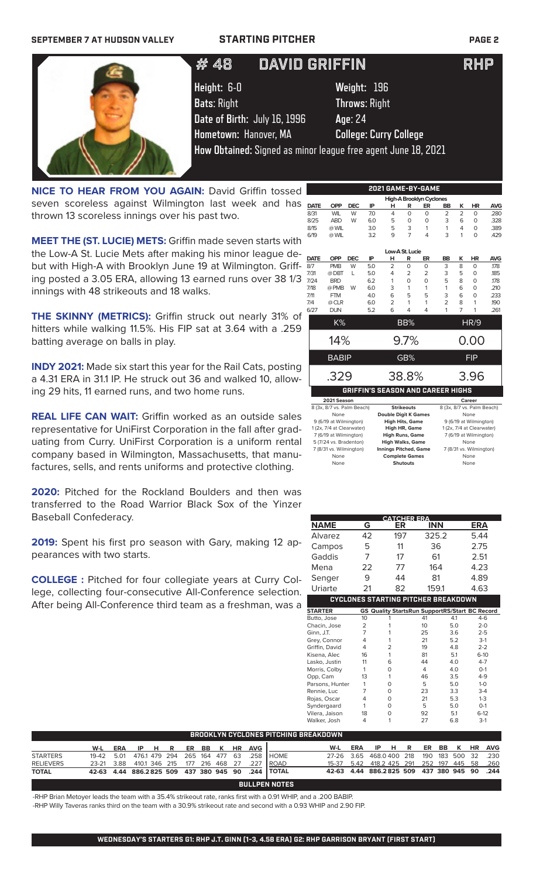# #48 DAVID GRIFFIN — RHP

**Height:** 6-0 | **Weight:** 196
**Bats:** Right | **Throws:** Right
**Date of Birth:** July 16, 1996 | **Age:** 24
**Hometown:** Hanover, MA | **College:** Curry College
**How Obtained:** Signed as minor league free agent June 18, 2021

**NICE TO HEAR FROM YOU AGAIN:** David Griffin tossed seven scoreless against Wilmington last week and has thrown 13 scoreless innings over his past two.

**MEET THE (ST. LUCIE) METS:** Griffin made seven starts with the Low-A St. Lucie Mets after making his minor league debut with High-A with Brooklyn June 19 at Wilmington. Griffing posted a 3.05 ERA, allowing 13 earned runs over 38 1/3 innings with 48 strikeouts and 18 walks.

**THE SKINNY (METRICS):** Griffin struck out nearly 31% of hitters while walking 11.5%. His FIP sat at 3.64 with a .259 batting average on balls in play.

**INDY 2021:** Made six start this year for the Rail Cats, posting a 4.31 ERA in 31.1 IP. He struck out 36 and walked 10, allowing 29 hits, 11 earned runs, and two home runs.

**REAL LIFE CAN WAIT:** Griffin worked as an outside sales representative for UniFirst Corporation in the fall after graduating from Curry. UniFirst Corporation is a uniform rental company based in Wilmington, Massachusetts, that manufactures, sells, and rents uniforms and protective clothing.

**2020:** Pitched for the Rockland Boulders and then was transferred to the Road Warrior Black Sox of the Yinzer Baseball Confederacy.

**2019:** Spent his first pro season with Gary, making 12 appearances with two starts.

**COLLEGE :** Pitched for four collegiate years at Curry College, collecting four-consecutive All-Conference selection. After being All-Conference third team as a freshman, was a

## 2021 GAME-BY-GAME

**High-A Brooklyn Cyclones**

| DATE | OPP | DEC | IP | H | R | ER | BB | K | HR | AVG |
|---|---|---|---|---|---|---|---|---|---|---|
| 8/31 | WIL | W | 7.0 | 4 | 0 | 0 | 2 | 2 | 0 | .280 |
| 8/25 | ABD | W | 6.0 | 5 | 0 | 0 | 3 | 6 | 0 | .328 |
| 8/15 | @ WIL | | 3.0 | 5 | 3 | 1 | 1 | 4 | 0 | .389 |
| 6/19 | @ WIL | | 3.2 | 9 | 7 | 4 | 3 | 1 | 0 | .429 |

**Low-A St. Lucie**

| DATE | OPP | DEC | IP | H | R | ER | BB | K | HR | AVG |
|---|---|---|---|---|---|---|---|---|---|---|
| 8/7 | PMB | W | 5.0 | 2 | 0 | 0 | 3 | 8 | 0 | .178 |
| 7/31 | @DBT | L | 5.0 | 4 | 2 | 2 | 3 | 5 | 0 | .185 |
| 7/24 | BRD | | 6.2 | 1 | 0 | 0 | 5 | 8 | 0 | .178 |
| 7/18 | @PMB | W | 6.0 | 3 | 1 | 1 | 1 | 6 | 0 | .210 |
| 7/11 | FTM | | 4.0 | 6 | 5 | 5 | 3 | 6 | 0 | .233 |
| 7/4 | @CLR | | 6.0 | 2 | 1 | 1 | 2 | 8 | 1 | .190 |
| 6/27 | DUN | | 5.2 | 6 | 4 | 4 | 1 | 7 | 1 | .261 |

| K% | BB% | HR/9 |
|---|---|---|
| 14% | 9.7% | 0.00 |

| BABIP | GB% | FIP |
|---|---|---|
| .329 | 38.8% | 3.96 |

## GRIFFIN'S SEASON AND CAREER HIGHS

| 2021 Season | | Career |
|---|---|---|
| 8 (3x, 8/7 vs. Palm Beach) | Strikeouts | 8 (3x, 8/7 vs. Palm Beach) |
| None | Double Digit K Games | None |
| 9 (6/19 at Wilmington) | High Hits, Game | 9 (6/19 at Wilmington) |
| 1 (2x, 7/4 at Clearwater) | High HR, Game | 1 (2x, 7/4 at Clearwater) |
| 7 (6/19 at Wilmington) | High Runs, Game | 7 (6/19 at Wilmington) |
| 5 (7/24 vs. Bradenton) | High Walks, Game | None |
| 7 (8/31 vs. Wilmington) | Innings Pitched, Game | 7 (8/31 vs. Wilmington) |
| None | Complete Games | None |
| None | Shutouts | None |

## CATCHER ERA

| NAME | G | ER | INN | ERA |
|---|---|---|---|---|
| Alvarez | 42 | 197 | 325.2 | 5.44 |
| Campos | 5 | 11 | 36 | 2.75 |
| Gaddis | 7 | 17 | 61 | 2.51 |
| Mena | 22 | 77 | 164 | 4.23 |
| Senger | 9 | 44 | 81 | 4.89 |
| Uriarte | 21 | 82 | 159.1 | 4.63 |

## CYCLONES STARTING PITCHER BREAKDOWN

| STARTER | GS | Quality Starts | Run Support | RS/Start | BC Record |
|---|---|---|---|---|---|
| Butto, Jose | 10 | 1 | 41 | 4.1 | 4-6 |
| Chacin, Jose | 2 | 1 | 10 | 5.0 | 2-0 |
| Ginn, J.T. | 7 | 1 | 25 | 3.6 | 2-5 |
| Grey, Connor | 4 | 1 | 21 | 5.2 | 3-1 |
| Griffin, David | 4 | 2 | 19 | 4.8 | 2-2 |
| Kisena, Alec | 16 | 1 | 81 | 5.1 | 6-10 |
| Lasko, Justin | 11 | 6 | 44 | 4.0 | 4-7 |
| Morris, Colby | 1 | 0 | 4 | 4.0 | 0-1 |
| Opp, Cam | 13 | 1 | 46 | 3.5 | 4-9 |
| Parsons, Hunter | 1 | 0 | 5 | 5.0 | 1-0 |
| Rennie, Luc | 7 | 0 | 23 | 3.3 | 3-4 |
| Rojas, Oscar | 4 | 0 | 21 | 5.3 | 1-3 |
| Syndergaard | 1 | 0 | 5 | 5.0 | 0-1 |
| Vilera, Jaison | 18 | 0 | 92 | 5.1 | 6-12 |
| Walker, Josh | 4 | 1 | 27 | 6.8 | 3-1 |

## BROOKLYN CYCLONES PITCHING BREAKDOWN

| | W-L | ERA | IP | H | R | ER | BB | K | HR | AVG |
|---|---|---|---|---|---|---|---|---|---|---|
| STARTERS | 19-42 | 5.01 | 476.1 | 479 | 294 | 265 | 164 | 477 | 63 | .258 |
| RELIEVERS | 23-21 | 3.88 | 410.1 | 346 | 215 | 177 | 216 | 468 | 27 | .227 |
| TOTAL | 42-63 | 4.44 | 886.2 | 825 | 509 | 437 | 380 | 945 | 90 | .244 |

| | W-L | ERA | IP | H | R | ER | BB | K | HR | AVG |
|---|---|---|---|---|---|---|---|---|---|---|
| HOME | 27-26 | 3.65 | 468.0 | 400 | 218 | 190 | 183 | 500 | 32 | .230 |
| ROAD | 15-37 | 5.42 | 418.2 | 425 | 291 | 252 | 197 | 445 | 58 | .260 |
| TOTAL | 42-63 | 4.44 | 886.2 | 825 | 509 | 437 | 380 | 945 | 90 | .244 |

## BULLPEN NOTES

- RHP Brian Metoyer leads the team with a 35.4% strikeout rate, ranks first with a 0.91 WHIP, and a .200 BABIP.
- RHP Willy Taveras ranks third on the team with a 30.9% strikeout rate and second with a 0.93 WHIP and 2.90 FIP.

**WEDNESDAY'S STARTERS G1: RHP J.T. GINN (1-3, 4.58 ERA) G2: RHP GARRISON BRYANT (FIRST START)**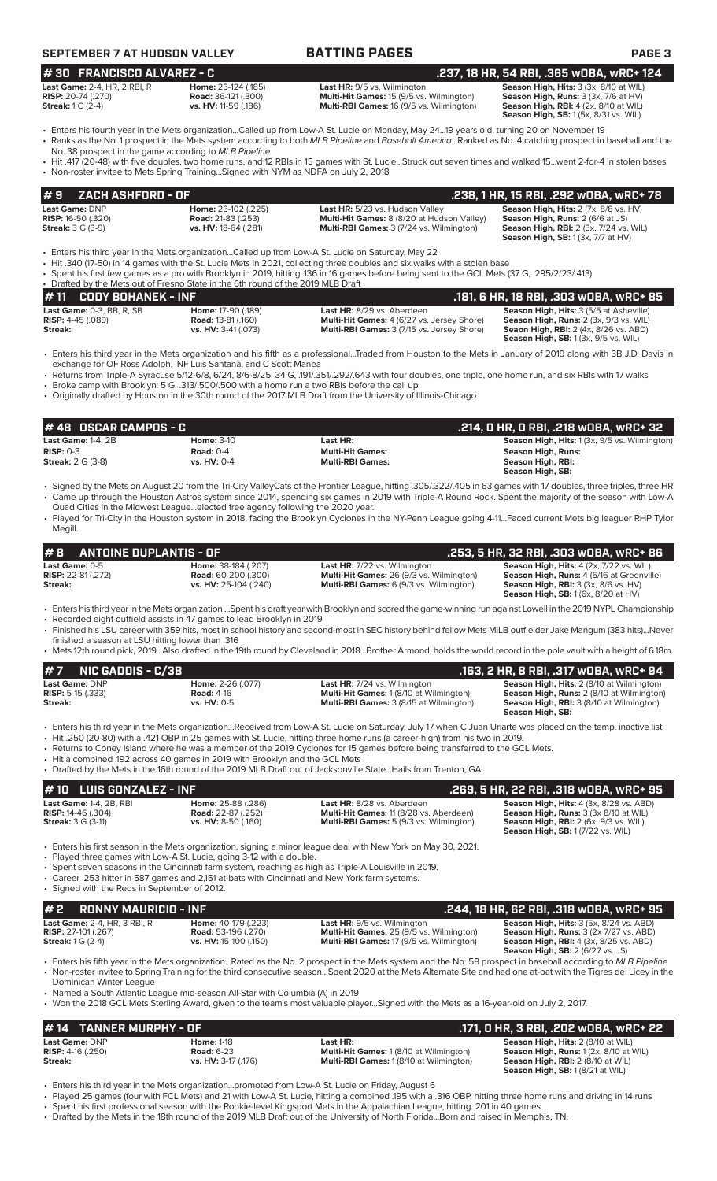## SEPTEMBER 7 AT HUDSON VALLEY — BATTING PAGES

## # 30 FRANCISCO ALVAREZ - C — .237, 18 HR, 54 RBI, .365 wOBA, wRC+ 124

| | | | |
|---|---|---|---|
| **Last Game:** 2-4, HR, 2 RBI, R | **Home:** 23-124 (.185) | **Last HR:** 9/5 vs. Wilmington | **Season High, Hits:** 3 (3x, 8/10 at WIL) |
| **RISP:** 20-74 (.270) | **Road:** 36-121 (.300) | **Multi-Hit Games:** 15 (9/5 vs. Wilmington) | **Season High, Runs:** 3 (3x, 7/6 at HV) |
| **Streak:** 1 G (2-4) | **vs. HV:** 11-59 (.186) | **Multi-RBI Games:** 16 (9/5 vs. Wilmington) | **Season High, RBI:** 4 (2x, 8/10 at WIL) |
| | | | **Season High, SB:** 1 (5x, 8/31 vs. WIL) |

- Enters his fourth year in the Mets organization...Called up from Low-A St. Lucie on Monday, May 24...19 years old, turning 20 on November 19
- Ranks as the No. 1 prospect in the Mets system according to both *MLB Pipeline* and *Baseball America*...Ranked as No. 4 catching prospect in baseball and the No. 38 prospect in the game according to *MLB Pipeline*
- Hit .417 (20-48) with five doubles, two home runs, and 12 RBIs in 15 games with St. Lucie...Struck out seven times and walked 15...went 2-for-4 in stolen bases
- Non-roster invitee to Mets Spring Training...Signed with NYM as NDFA on July 2, 2018

## # 9 ZACH ASHFORD - OF — .238, 1 HR, 15 RBI, .292 wOBA, wRC+ 78

| | | | |
|---|---|---|---|
| **Last Game:** DNP | **Home:** 23-102 (.225) | **Last HR:** 5/23 vs. Hudson Valley | **Season High, Hits:** 3 (7x, 8/8 vs. HV) |
| **RISP:** 16-50 (.320) | **Road:** 21-83 (.253) | **Multi-Hit Games:** 8 (8/20 at Hudson Valley) | **Season High, Runs:** 2 (6/6 at JS) |
| **Streak:** 3 G (3-9) | **vs. HV:** 18-64 (.281) | **Multi-RBI Games:** 3 (7/24 vs. Wilmington) | **Season High, RBI:** 2 (3x, 7/24 vs. WIL) |
| | | | **Season High, SB:** 1 (3x, 7/7 at HV) |

- Enters his third year in the Mets organization...Called up from Low-A St. Lucie on Saturday, May 22
- Hit .340 (17-50) in 14 games with the St. Lucie Mets in 2021, collecting three doubles and six walks with a stolen base
- Spent his first few games as a pro with Brooklyn in 2019, hitting .136 in 16 games before being sent to the GCL Mets (37 G, .295/2/23/.413)
- Drafted by the Mets out of Fresno State in the 6th round of the 2019 MLB Draft

## # 11 CODY BOHANEK - INF — .181, 6 HR, 18 RBI, .303 wOBA, wRC+ 85

| | | | |
|---|---|---|---|
| **Last Game:** 0-3, BB, R, SB | **Home:** 17-90 (.189) | **Last HR:** 8/29 vs. Aberdeen | **Season High, Hits:** 3 (5/5 at Asheville) |
| **RISP:** 4-45 (.089) | **Road:** 13-81 (.160) | **Multi-Hit Games:** 4 (6/27 vs. Jersey Shore) | **Season High, Runs:** 2 (3x, 9/3 vs. WIL) |
| **Streak:** | **vs. HV:** 3-41 (.073) | **Multi-RBI Games:** 3 (7/15 vs. Jersey Shore) | **Season High, RBI:** 2 (4x, 8/26 vs. ABD) |
| | | | **Season High, SB:** 1 (3x, 9/5 vs. WIL) |

- Enters his third year in the Mets organization and his fifth as a professional...Traded from Houston to the Mets in January of 2019 along with 3B J.D. Davis in exchange for OF Ross Adolph, INF Luis Santana, and C Scott Manea
- Returns from Triple-A Syracuse 5/12-6/8, 6/24-8/25: 34 G, .191/.351/.292/.643 with four doubles, one triple, one home run, and six RBIs with 17 walks
- Broke camp with Brooklyn: 5 G, .313/.500/.500 with a home run a two RBIs before the call up
- Originally drafted by Houston in the 30th round of the 2017 MLB Draft from the University of Illinois-Chicago

## # 48 OSCAR CAMPOS - C — .214, 0 HR, 0 RBI, .218 wOBA, wRC+ 32

| | | | |
|---|---|---|---|
| **Last Game:** 1-4, 2B | **Home:** 3-10 | **Last HR:** | **Season High, Hits:** 1 (3x, 9/5 vs. Wilmington) |
| **RISP:** 0-3 | **Road:** 0-4 | **Multi-Hit Games:** | **Season High, Runs:** |
| **Streak:** 2 G (3-8) | **vs. HV:** 0-4 | **Multi-RBI Games:** | **Season High, RBI:** |
| | | | **Season High, SB:** |

- Signed by the Mets on August 20 from the Tri-City ValleyCats of the Frontier League, hitting .305/.322/.405 in 63 games with 17 doubles, three triples, three HR
- Came up through the Houston Astros system since 2014, spending six games in 2019 with Triple-A Round Rock. Spent the majority of the season with Low-A Quad Cities in the Midwest League...elected free agency following the 2020 year.
- Played for Tri-City in the Houston system in 2018, facing the Brooklyn Cyclones in the NY-Penn League going 4-11...Faced current Mets big leaguer RHP Tylor Megill.

## # 8 ANTOINE DUPLANTIS - OF — .253, 5 HR, 32 RBI, .303 wOBA, wRC+ 86

| | | | |
|---|---|---|---|
| **Last Game:** 0-5 | **Home:** 38-184 (.207) | **Last HR:** 7/22 vs. Wilmington | **Season High, Hits:** 4 (2x, 7/22 vs. WIL) |
| **RISP:** 22-81 (.272) | **Road:** 60-200 (.300) | **Multi-Hit Games:** 26 (9/3 vs. Wilmington) | **Season High, Runs:** 4 (5/16 at Greenville) |
| **Streak:** | **vs. HV:** 25-104 (.240) | **Multi-RBI Games:** 6 (9/3 vs. Wilmington) | **Season High, RBI:** 3 (6x, 8/6 vs. HV) |
| | | | **Season High, SB:** 1 (6x, 8/20 at HV) |

- Enters his third year in the Mets organization ...Spent his draft year with Brooklyn and scored the game-winning run against Lowell in the 2019 NYPL Championship
- Recorded eight outfield assists in 47 games to lead Brooklyn in 2019
- Finished his LSU career with 359 hits, most in school history and second-most in SEC history behind fellow Mets MiLB outfielder Jake Mangum (383 hits)...Never finished a season at LSU hitting lower than .316
- Mets 12th round pick, 2019...Also drafted in the 19th round by Cleveland in 2018...Brother Armond, holds the world record in the pole vault with a height of 6.18m.

## # 7 NIC GADDIS - C/3B — .163, 2 HR, 8 RBI, .317 wOBA, wRC+ 94

| | | | |
|---|---|---|---|
| **Last Game:** DNP | **Home:** 2-26 (.077) | **Last HR:** 7/24 vs. Wilmington | **Season High, Hits:** 2 (8/10 at Wilmington) |
| **RISP:** 5-15 (.333) | **Road:** 4-16 | **Multi-Hit Games:** 1 (8/10 at Wilmington) | **Season High, Runs:** 2 (8/10 at Wilmington) |
| **Streak:** | **vs. HV:** 0-5 | **Multi-RBI Games:** 3 (8/15 at Wilmington) | **Season High, RBI:** 3 (8/10 at Wilmington) |
| | | | **Season High, SB:** |

- Enters his third year in the Mets organization...Received from Low-A St. Lucie on Saturday, July 17 when C Juan Uriarte was placed on the temp. inactive list
- Hit .250 (20-80) with a .421 OBP in 25 games with St. Lucie, hitting three home runs (a career-high) from his two in 2019.
- Returns to Coney Island where he was a member of the 2019 Cyclones for 15 games before being transferred to the GCL Mets.
- Hit a combined .192 across 40 games in 2019 with Brooklyn and the GCL Mets
- Drafted by the Mets in the 16th round of the 2019 MLB Draft out of Jacksonville State...Hails from Trenton, GA.

## # 10 LUIS GONZALEZ - INF — .269, 5 HR, 22 RBI, .318 wOBA, wRC+ 95

| | | | |
|---|---|---|---|
| **Last Game:** 1-4, 2B, RBI | **Home:** 25-88 (.286) | **Last HR:** 8/28 vs. Aberdeen | **Season High, Hits:** 4 (3x, 8/28 vs. ABD) |
| **RISP:** 14-46 (.304) | **Road:** 22-87 (.252) | **Multi-Hit Games:** 11 (8/28 vs. Aberdeen) | **Season High, Runs:** 3 (3x 8/10 at WIL) |
| **Streak:** 3 G (3-11) | **vs. HV:** 8-50 (.160) | **Multi-RBI Games:** 5 (9/3 vs. Wilmington) | **Season High, RBI:** 2 (6x, 9/3 vs. WIL) |
| | | | **Season High, SB:** 1 (7/22 vs. WIL) |

- Enters his first season in the Mets organization, signing a minor league deal with New York on May 30, 2021.
- Played three games with Low-A St. Lucie, going 3-12 with a double.
- Spent seven seasons in the Cincinnati farm system, reaching as high as Triple-A Louisville in 2019.
- Career .253 hitter in 587 games and 2,151 at-bats with Cincinnati and New York farm systems.
- Signed with the Reds in September of 2012.

## # 2 RONNY MAURICIO - INF — .244, 18 HR, 62 RBI, .318 wOBA, wRC+ 95

| | | | |
|---|---|---|---|
| **Last Game:** 2-4, HR, 3 RBI, R | **Home:** 40-179 (.223) | **Last HR:** 9/5 vs. Wilmington | **Season High, Hits:** 3 (5x, 8/24 vs. ABD) |
| **RISP:** 27-101 (.267) | **Road:** 53-196 (.270) | **Multi-Hit Games:** 25 (9/5 vs. Wilmington) | **Season High, Runs:** 3 (2x 7/27 vs. ABD) |
| **Streak:** 1 G (2-4) | **vs. HV:** 15-100 (.150) | **Multi-RBI Games:** 17 (9/5 vs. Wilmington) | **Season High, RBI:** 4 (3x, 8/25 vs. ABD) |
| | | | **Season High, SB:** 2 (6/27 vs. JS) |

- Enters his fifth year in the Mets organization...Rated as the No. 2 prospect in the Mets system and the No. 58 prospect in baseball according to *MLB Pipeline*
- Non-roster invitee to Spring Training for the third consecutive season...Spent 2020 at the Mets Alternate Site and had one at-bat with the Tigres del Licey in the Dominican Winter League
- Named a South Atlantic League mid-season All-Star with Columbia (A) in 2019
- Won the 2018 GCL Mets Sterling Award, given to the team's most valuable player...Signed with the Mets as a 16-year-old on July 2, 2017.

## # 14 TANNER MURPHY - OF — .171, 0 HR, 3 RBI, .202 wOBA, wRC+ 22

| | | | |
|---|---|---|---|
| **Last Game:** DNP | **Home:** 1-18 | **Last HR:** | **Season High, Hits:** 2 (8/10 at WIL) |
| **RISP:** 4-16 (.250) | **Road:** 6-23 | **Multi-Hit Games:** 1 (8/10 at Wilmington) | **Season High, Runs:** 1 (2x, 8/10 at WIL) |
| **Streak:** | **vs. HV:** 3-17 (.176) | **Multi-RBI Games:** 1 (8/10 at Wilmington) | **Season High, RBI:** 2 (8/10 at WIL) |
| | | | **Season High, SB:** 1 (8/21 at WIL) |

- Enters his third year in the Mets organization...promoted from Low-A St. Lucie on Friday, August 6
- Played 25 games (four with FCL Mets) and 21 with Low-A St. Lucie, hitting a combined .195 with a .316 OBP, hitting three home runs and driving in 14 runs
- Spent his first professional season with the Rookie-level Kingsport Mets in the Appalachian League, hitting. 201 in 40 games
- Drafted by the Mets in the 18th round of the 2019 MLB Draft of the University of North Florida...Born and raised in Memphis, TN.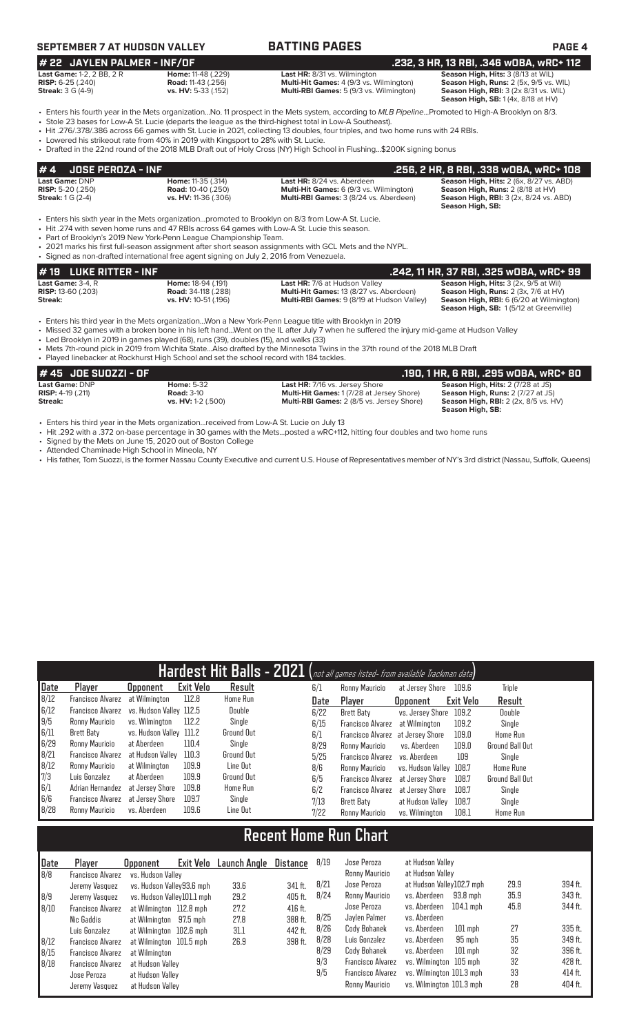**SEPTEMBER 7 AT HUDSON VALLEY — BATTING PAGES**

## # 22 JAYLEN PALMER - INF/OF — .232, 3 HR, 13 RBI, .346 wOBA, wRC+ 112

**Last Game:** 1-2, 2 BB, 2 R | **Home:** 11-48 (.229) | **Last HR:** 8/31 vs. Wilmington | **Season High, Hits:** 3 (8/13 at WIL)
**RISP:** 6-25 (.240) | **Road:** 11-43 (.256) | **Multi-Hit Games:** 4 (9/3 vs. Wilmington) | **Season High, Runs:** 2 (5x, 9/5 vs. WIL)
**Streak:** 3 G (4-9) | **vs. HV:** 5-33 (.152) | **Multi-RBI Games:** 5 (9/3 vs. Wilmington) | **Season High, RBI:** 3 (2x 8/31 vs. WIL)
**Season High, SB:** 1 (4x, 8/18 at HV)

- Enters his fourth year in the Mets organization...No. 11 prospect in the Mets system, according to *MLB Pipeline*...Promoted to High-A Brooklyn on 8/3.
- Stole 23 bases for Low-A St. Lucie (departs the league as the third-highest total in Low-A Southeast).
- Hit .276/.378/.386 across 66 games with St. Lucie in 2021, collecting 13 doubles, four triples, and two home runs with 24 RBIs.
- Lowered his strikeout rate from 40% in 2019 with Kingsport to 28% with St. Lucie.
- Drafted in the 22nd round of the 2018 MLB Draft out of Holy Cross (NY) High School in Flushing...$200K signing bonus

## # 4 JOSE PEROZA - INF — .256, 2 HR, 8 RBI, .338 wOBA, wRC+ 108

**Last Game:** DNP | **Home:** 11-35 (.314) | **Last HR:** 8/24 vs. Aberdeen | **Season High, Hits:** 2 (6x, 8/27 vs. ABD)
**RISP:** 5-20 (.250) | **Road:** 10-40 (.250) | **Multi-Hit Games:** 6 (9/3 vs. Wilmington) | **Season High, Runs:** 2 (8/18 at HV)
**Streak:** 1 G (2-4) | **vs. HV:** 11-36 (.306) | **Multi-RBI Games:** 3 (8/24 vs. Aberdeen) | **Season High, RBI:** 3 (2x, 8/24 vs. ABD)
**Season High, SB:**

- Enters his sixth year in the Mets organization...promoted to Brooklyn on 8/3 from Low-A St. Lucie.
- Hit .274 with seven home runs and 47 RBIs across 64 games with Low-A St. Lucie this season.
- Part of Brooklyn's 2019 New York-Penn League Championship Team.
- 2021 marks his first full-season assignment after short season assignments with GCL Mets and the NYPL.
- Signed as non-drafted international free agent signing on July 2, 2016 from Venezuela.

## # 19 LUKE RITTER - INF — .242, 11 HR, 37 RBI, .325 wOBA, wRC+ 99

**Last Game:** 3-4, R | **Home:** 18-94 (.191) | **Last HR:** 7/6 at Hudson Valley | **Season High, Hits:** 3 (2x, 9/5 at Wil)
**RISP:** 13-60 (.203) | **Road:** 34-118 (.288) | **Multi-Hit Games:** 13 (8/27 vs. Aberdeen) | **Season High, Runs:** 2 (3x, 7/6 at HV)
**Streak:** | **vs. HV:** 10-51 (.196) | **Multi-RBI Games:** 9 (8/18 at Hudson Valley) | **Season High, RBI:** 6 (6/20 at Wilmington)
**Season High, SB:** 1 (5/12 at Greenville)

- Enters his third year in the Mets organization...Won a New York-Penn League title with Brooklyn in 2019
- Missed 32 games with a broken bone in his left hand...Went on the IL after July 7 when he suffered the injury mid-game at Hudson Valley
- Led Brooklyn in 2019 in games played (68), runs (39), doubles (15), and walks (33)
- Mets 7th-round pick in 2019 from Wichita State...Also drafted by the Minnesota Twins in the 37th round of the 2018 MLB Draft
- Played linebacker at Rockhurst High School and set the school record with 184 tackles.

## # 45 JOE SUOZZI - OF — .190, 1 HR, 6 RBI, .295 wOBA, wRC+ 80

**Last Game:** DNP | **Home:** 5-32 | **Last HR:** 7/16 vs. Jersey Shore | **Season High, Hits:** 2 (7/28 at JS)
**RISP:** 4-19 (.211) | **Road:** 3-10 | **Multi-Hit Games:** 1 (7/28 at Jersey Shore) | **Season High, Runs:** 2 (7/27 at JS)
**Streak:** | **vs. HV:** 1-2 (.500) | **Multi-RBI Games:** 2 (8/5 vs. Jersey Shore) | **Season High, RBI:** 2 (2x, 8/5 vs. HV)
**Season High, SB:**

- Enters his third year in the Mets organization...received from Low-A St. Lucie on July 13
- Hit .292 with a .372 on-base percentage in 30 games with the Mets...posted a wRC+112, hitting four doubles and two home runs
- Signed by the Mets on June 15, 2020 out of Boston College
- Attended Chaminade High School in Mineola, NY
- His father, Tom Suozzi, is the former Nassau County Executive and current U.S. House of Representatives member of NY's 3rd district (Nassau, Suffolk, Queens)

## Hardest Hit Balls - 2021 (not all games listed- from available Trackman data)

| Date | Player | Opponent | Exit Velo | Result |
|---|---|---|---|---|
| 8/12 | Francisco Alvarez | at Wilmington | 112.8 | Home Run |
| 6/12 | Francisco Alvarez | vs. Hudson Valley | 112.5 | Double |
| 9/5 | Ronny Mauricio | vs. Wilmington | 112.2 | Single |
| 6/11 | Brett Baty | vs. Hudson Valley | 111.2 | Ground Out |
| 6/29 | Ronny Mauricio | at Aberdeen | 110.4 | Single |
| 8/21 | Francisco Alvarez | at Hudson Valley | 110.3 | Ground Out |
| 8/12 | Ronny Mauricio | at Wilmington | 109.9 | Line Out |
| 7/3 | Luis Gonzalez | at Aberdeen | 109.9 | Ground Out |
| 6/1 | Adrian Hernandez | at Jersey Shore | 109.8 | Home Run |
| 6/6 | Francisco Alvarez | at Jersey Shore | 109.7 | Single |
| 8/28 | Ronny Mauricio | vs. Aberdeen | 109.6 | Line Out |
| 6/1 | Ronny Mauricio | at Jersey Shore | 109.6 | Triple |
| 6/22 | Brett Baty | vs. Jersey Shore | 109.2 | Double |
| 6/15 | Francisco Alvarez | at Wilmington | 109.2 | Single |
| 6/1 | Francisco Alvarez | at Jersey Shore | 109.0 | Home Run |
| 8/29 | Ronny Mauricio | vs. Aberdeen | 109.0 | Ground Ball Out |
| 5/25 | Francisco Alvarez | vs. Aberdeen | 109 | Single |
| 8/6 | Ronny Mauricio | vs. Hudson Valley | 108.7 | Home Rune |
| 6/5 | Francisco Alvarez | at Jersey Shore | 108.7 | Ground Ball Out |
| 6/2 | Francisco Alvarez | at Jersey Shore | 108.7 | Single |
| 7/13 | Brett Baty | at Hudson Valley | 108.7 | Single |
| 7/22 | Ronny Mauricio | vs. Wilmington | 108.1 | Home Run |

## Recent Home Run Chart

| Date | Player | Opponent | Exit Velo | Launch Angle | Distance |
|---|---|---|---|---|---|
| 8/8 | Francisco Alvarez | vs. Hudson Valley | | | |
| | Jeremy Vasquez | vs. Hudson Valley | 93.6 mph | 33.6 | 341 ft. |
| 8/9 | Jeremy Vasquez | vs. Hudson Valley | 101.1 mph | 29.2 | 405 ft. |
| 8/10 | Francisco Alvarez | at Wilmington | 112.8 mph | 27.2 | 416 ft. |
| | Nic Gaddis | at Wilmington | 97.5 mph | 27.8 | 388 ft. |
| | Luis Gonzalez | at Wilmington | 102.6 mph | 31.1 | 442 ft. |
| 8/12 | Francisco Alvarez | at Wilmington | 101.5 mph | 26.9 | 398 ft. |
| 8/15 | Francisco Alvarez | at Wilmington | | | |
| 8/18 | Francisco Alvarez | at Hudson Valley | | | |
| | Jose Peroza | at Hudson Valley | | | |
| | Jeremy Vasquez | at Hudson Valley | | | |
| 8/19 | Jose Peroza | at Hudson Valley | | | |
| | Ronny Mauricio | at Hudson Valley | | | |
| 8/21 | Jose Peroza | at Hudson Valley | 102.7 mph | 29.9 | 394 ft. |
| 8/24 | Ronny Mauricio | vs. Aberdeen | 93.8 mph | 35.9 | 343 ft. |
| | Jose Peroza | vs. Aberdeen | 104.1 mph | 45.8 | 344 ft. |
| 8/25 | Jaylen Palmer | vs. Aberdeen | | | |
| 8/26 | Cody Bohanek | vs. Aberdeen | 101 mph | 27 | 335 ft. |
| 8/28 | Luis Gonzalez | vs. Aberdeen | 95 mph | 35 | 349 ft. |
| 8/29 | Cody Bohanek | vs. Aberdeen | 101 mph | 32 | 396 ft. |
| 9/3 | Francisco Alvarez | vs. Wilmington | 105 mph | 32 | 428 ft. |
| 9/5 | Francisco Alvarez | vs. Wilmington | 101.3 mph | 33 | 414 ft. |
| | Ronny Mauricio | vs. Wilmington | 101.3 mph | 28 | 404 ft. |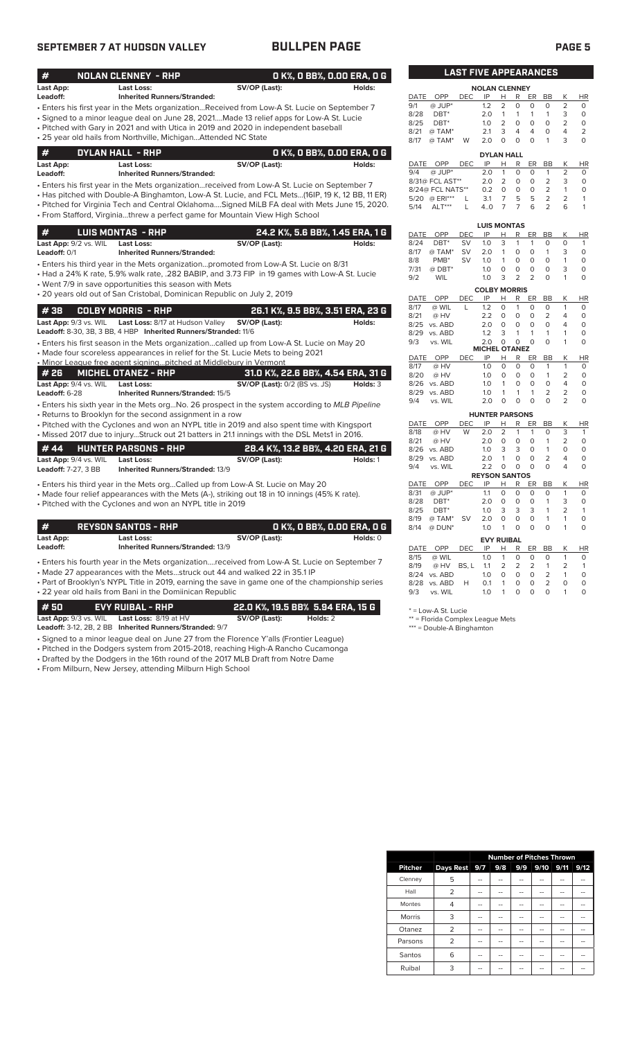**SEPTEMBER 7 AT HUDSON VALLEY** — **BULLPEN PAGE**

## # NOLAN CLENNEY - RHP — 0 K%, 0 BB%, 0.00 ERA, 0 G

**Last App:** **Last Loss:** **SV/OP (Last):** **Holds:**
**Leadoff:** **Inherited Runners/Stranded:**

- Enters his first year in the Mets organization...Received from Low-A St. Lucie on September 7
- Signed to a minor league deal on June 28, 2021....Made 13 relief apps for Low-A St. Lucie
- Pitched with Gary in 2021 and with Utica in 2019 and 2020 in independent baseball
- 25 year old hails from Northville, Michigan...Attended NC State

## # DYLAN HALL - RHP — 0 K%, 0 BB%, 0.00 ERA, 0 G

**Last App:** **Last Loss:** **SV/OP (Last):** **Holds:**
**Leadoff:** **Inherited Runners/Stranded:**

- Enters his first year in the Mets organization...received from Low-A St. Lucie on September 7
- Has pitched with Double-A Binghamton, Low-A St. Lucie, and FCL Mets...(16IP, 19 K, 12 BB, 11 ER)
- Pitched for Virginia Tech and Central Oklahoma....Signed MiLB FA deal with Mets June 15, 2020.
- From Stafford, Virginia...threw a perfect game for Mountain View High School

## # LUIS MONTAS - RHP — 24.2 K%, 5.6 BB%, 1.45 ERA, 1 G

**Last App:** 9/2 vs. WIL **Last Loss:** **SV/OP (Last):** **Holds:**
**Leadoff:** 0/1 **Inherited Runners/Stranded:**

- Enters his third year in the Mets organization...promoted from Low-A St. Lucie on 8/31
- Had a 24% K rate, 5.9% walk rate, .282 BABIP, and 3.73 FIP in 19 games with Low-A St. Lucie
- Went 7/9 in save opportunities this season with Mets
- 20 years old out of San Cristobal, Dominican Republic on July 2, 2019

## # 38 COLBY MORRIS - RHP — 26.1 K%, 9.5 BB%, 3.51 ERA, 23 G

**Last App:** 9/3 vs. WIL **Last Loss:** 8/17 at Hudson Valley **SV/OP (Last):** **Holds:**
**Leadoff:** 8-30, 3B, 3 BB, 4 HBP **Inherited Runners/Stranded:** 11/6

- Enters his first season in the Mets organization...called up from Low-A St. Lucie on May 20
- Made four scoreless appearances in relief for the St. Lucie Mets to being 2021
- Minor League free agent signing...pitched at Middlebury in Vermont

## # 26 MICHEL OTANEZ - RHP — 31.0 K%, 22.6 BB%, 4.54 ERA, 31 G

**Last App:** 9/4 vs. WIL **Last Loss:** **SV/OP (Last):** 0/2 (BS vs. JS) **Holds:** 3
**Leadoff:** 6-28 **Inherited Runners/Stranded:** 15/5

- Enters his sixth year in the Mets org...No. 26 prospect in the system according to *MLB Pipeline*
- Returns to Brooklyn for the second assignment in a row
- Pitched with the Cyclones and won an NYPL title in 2019 and also spent time with Kingsport
- Missed 2017 due to injury...Struck out 21 batters in 21.1 innings with the DSL Mets1 in 2016.

## # 44 HUNTER PARSONS - RHP — 28.4 K%, 13.2 BB%, 4.20 ERA, 21 G

**Last App:** 9/4 vs. WIL **Last Loss:** **SV/OP (Last):** **Holds:** 1
**Leadoff:** 7-27, 3 BB **Inherited Runners/Stranded:** 13/9

- Enters his third year in the Mets org...Called up from Low-A St. Lucie on May 20
- Made four relief appearances with the Mets (A-), striking out 18 in 10 innings (45% K rate).
- Pitched with the Cyclones and won an NYPL title in 2019

## # REYSON SANTOS - RHP — 0 K%, 0 BB%, 0.00 ERA, 0 G

**Last App:** **Last Loss:** **SV/OP (Last):** **Holds:** 0
**Leadoff:** **Inherited Runners/Stranded:** 13/9

- Enters his fourth year in the Mets organization....received from Low-A St. Lucie on September 7
- Made 27 appearances with the Mets...struck out 44 and walked 22 in 35.1 IP
- Part of Brooklyn's NYPL Title in 2019, earning the save in game one of the championship series
- 22 year old hails from Bani in the Domiinican Republic

## # 50 EVY RUIBAL - RHP — 22.0 K%, 19.5 BB% 5.94 ERA, 15 G

**Last App:** 9/3 vs. WIL **Last Loss:** 8/19 at HV **SV/OP (Last):** **Holds:** 2
**Leadoff:** 3-12, 2B, 2 BB **Inherited Runners/Stranded:** 9/7

- Signed to a minor league deal on June 27 from the Florence Y'alls (Frontier League)
- Pitched in the Dodgers system from 2015-2018, reaching High-A Rancho Cucamonga
- Drafted by the Dodgers in the 16th round of the 2017 MLB Draft from Notre Dame
- From Milburn, New Jersey, attending Milburn High School

## LAST FIVE APPEARANCES

**NOLAN CLENNEY**

| DATE | OPP | DEC | IP | H | R | ER | BB | K | HR |
|---|---|---|---|---|---|---|---|---|---|
| 9/1 | @ JUP* | | 1.2 | 2 | 0 | 0 | 0 | 2 | 0 |
| 8/28 | DBT* | | 2.0 | 1 | 1 | 1 | 1 | 3 | 0 |
| 8/25 | DBT* | | 1.0 | 2 | 0 | 0 | 0 | 2 | 0 |
| 8/21 | @ TAM* | | 2.1 | 3 | 4 | 4 | 0 | 4 | 2 |
| 8/17 | @ TAM* | W | 2.0 | 0 | 0 | 0 | 1 | 3 | 0 |

**DYLAN HALL**

| DATE | OPP | DEC | IP | H | R | ER | BB | K | HR |
|---|---|---|---|---|---|---|---|---|---|
| 9/4 | @ JUP* | | 2.0 | 1 | 0 | 0 | 1 | 2 | 0 |
| 8/31 | @ FCL AST** | | 2.0 | 2 | 0 | 0 | 2 | 3 | 0 |
| 8/24 | @ FCL NATS** | | 0.2 | 0 | 0 | 0 | 2 | 1 | 0 |
| 5/20 | @ ERI*** | L | 3.1 | 7 | 5 | 5 | 2 | 2 | 1 |
| 5/14 | ALT*** | L | 4..0 | 7 | 7 | 6 | 2 | 6 | 1 |

**LUIS MONTAS**

| DATE | OPP | DEC | IP | H | R | ER | BB | K | HR |
|---|---|---|---|---|---|---|---|---|---|
| 8/24 | DBT* | SV | 1.0 | 3 | 1 | 1 | 0 | 0 | 1 |
| 8/17 | @ TAM* | SV | 2.0 | 1 | 0 | 0 | 1 | 3 | 0 |
| 8/8 | PMB* | SV | 1.0 | 1 | 0 | 0 | 0 | 1 | 0 |
| 7/31 | @ DBT* | | 1.0 | 0 | 0 | 0 | 0 | 3 | 0 |
| 9/2 | WIL | | 1.0 | 3 | 2 | 2 | 0 | 1 | 0 |

**COLBY MORRIS**

| DATE | OPP | DEC | IP | H | R | ER | BB | K | HR |
|---|---|---|---|---|---|---|---|---|---|
| 8/17 | @ WIL | L | 1.2 | 0 | 1 | 0 | 0 | 1 | 0 |
| 8/21 | @ HV | | 2.2 | 0 | 0 | 0 | 2 | 4 | 0 |
| 8/25 | vs. ABD | | 2.0 | 0 | 0 | 0 | 0 | 4 | 0 |
| 8/29 | vs. ABD | | 1.2 | 3 | 1 | 1 | 1 | 1 | 0 |
| 9/3 | vs. WIL | | 2.0 | 0 | 0 | 0 | 0 | 1 | 0 |

**MICHEL OTANEZ**

| DATE | OPP | DEC | IP | H | R | ER | BB | K | HR |
|---|---|---|---|---|---|---|---|---|---|
| 8/17 | @ HV | | 1.0 | 0 | 0 | 0 | 1 | 1 | 0 |
| 8/20 | @ HV | | 1.0 | 0 | 0 | 0 | 1 | 2 | 0 |
| 8/26 | vs. ABD | | 1.0 | 1 | 0 | 0 | 0 | 4 | 0 |
| 8/29 | vs. ABD | | 1.0 | 1 | 1 | 1 | 2 | 2 | 0 |
| 9/4 | vs. WIL | | 2.0 | 0 | 0 | 0 | 0 | 2 | 0 |

**HUNTER PARSONS**

| DATE | OPP | DEC | IP | H | R | ER | BB | K | HR |
|---|---|---|---|---|---|---|---|---|---|
| 8/18 | @ HV | W | 2.0 | 2 | 1 | 1 | 0 | 3 | 1 |
| 8/21 | @ HV | | 2.0 | 0 | 0 | 0 | 1 | 2 | 0 |
| 8/26 | vs. ABD | | 1.0 | 3 | 3 | 0 | 1 | 0 | 0 |
| 8/29 | vs. ABD | | 2.0 | 1 | 0 | 0 | 2 | 4 | 0 |
| 9/4 | vs. WIL | | 2.2 | 0 | 0 | 0 | 0 | 4 | 0 |

**REYSON SANTOS**

| DATE | OPP | DEC | IP | H | R | ER | BB | K | HR |
|---|---|---|---|---|---|---|---|---|---|
| 8/31 | @ JUP* | | 1.1 | 0 | 0 | 0 | 0 | 1 | 0 |
| 8/28 | DBT* | | 2.0 | 0 | 0 | 0 | 1 | 3 | 0 |
| 8/25 | DBT* | | 1.0 | 3 | 3 | 3 | 1 | 2 | 1 |
| 8/19 | @ TAM* | SV | 2.0 | 0 | 0 | 0 | 1 | 1 | 0 |
| 8/14 | @ DUN* | | 1.0 | 1 | 0 | 0 | 0 | 1 | 0 |

**EVY RUIBAL**

| DATE | OPP | DEC | IP | H | R | ER | BB | K | HR |
|---|---|---|---|---|---|---|---|---|---|
| 8/15 | @ WIL | | 1.0 | 1 | 0 | 0 | 0 | 1 | 0 |
| 8/19 | @ HV | BS, L | 1.1 | 2 | 2 | 2 | 1 | 2 | 1 |
| 8/24 | vs. ABD | | 1.0 | 0 | 0 | 0 | 2 | 1 | 0 |
| 8/28 | vs. ABD | H | 0.1 | 1 | 0 | 0 | 2 | 0 | 0 |
| 9/3 | vs. WIL | | 1.0 | 1 | 0 | 0 | 0 | 1 | 0 |

\* = Low-A St. Lucie
\** = Florida Complex League Mets
\*** = Double-A Binghamton

| | | Number of Pitches Thrown | | | | | | |
|---|---|---|---|---|---|---|---|---|
| Pitcher | Days Rest | 9/7 | 9/8 | 9/9 | 9/10 | 9/11 | 9/12 |
| Clenney | 5 | -- | -- | -- | -- | -- | -- |
| Hall | 2 | -- | -- | -- | -- | -- | -- |
| Montes | 4 | -- | -- | -- | -- | -- | -- |
| Morris | 3 | -- | -- | -- | -- | -- | -- |
| Otanez | 2 | -- | -- | -- | -- | -- | -- |
| Parsons | 2 | -- | -- | -- | -- | -- | -- |
| Santos | 6 | -- | -- | -- | -- | -- | -- |
| Ruibal | 3 | -- | -- | -- | -- | -- | -- |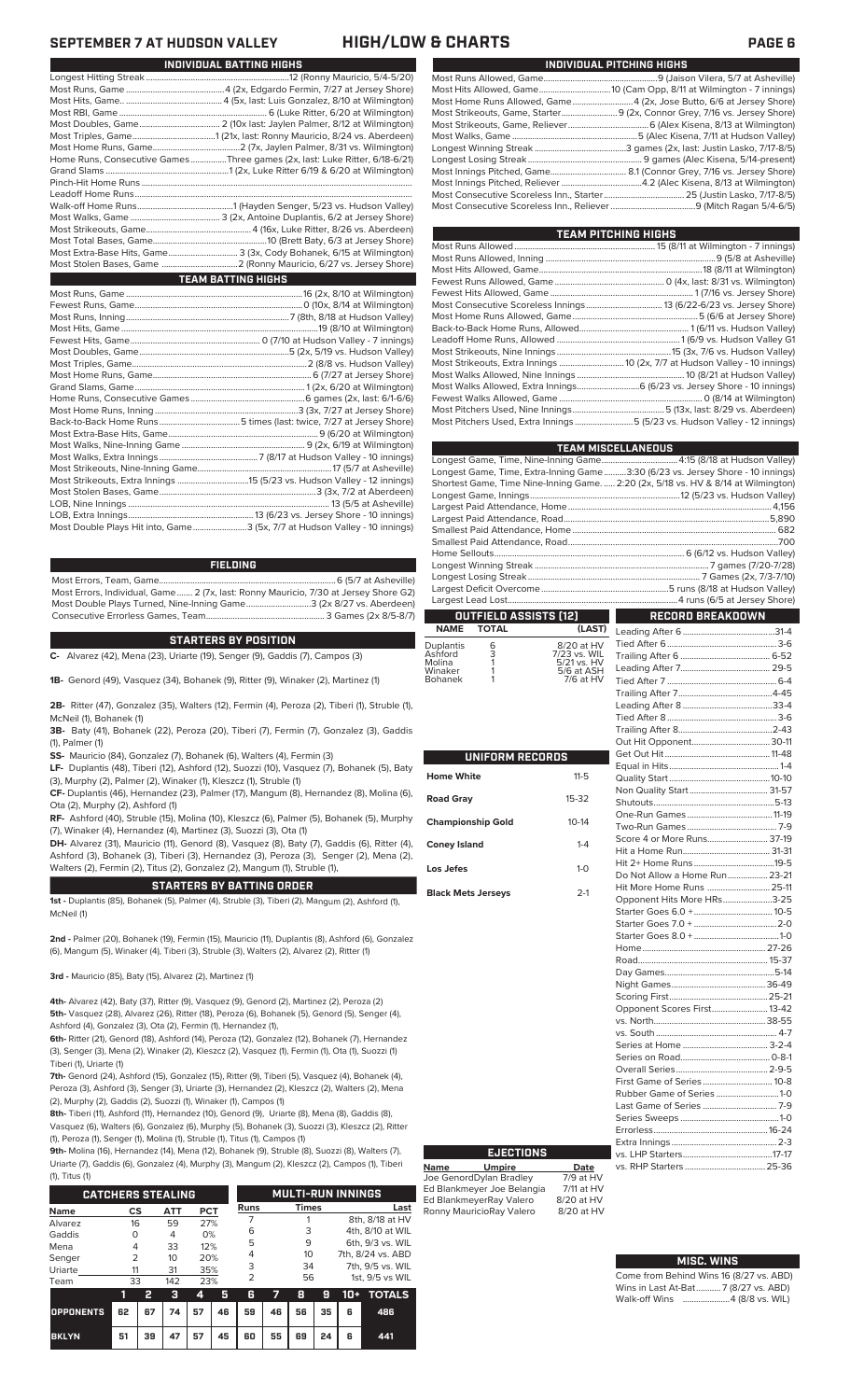# SEPTEMBER 7 AT HUDSON VALLEY — HIGH/LOW & CHARTS

## INDIVIDUAL BATTING HIGHS

| | |
|---|---|
| Longest Hitting Streak | 12 (Ronny Mauricio, 5/4-5/20) |
| Most Runs, Game | 4 (2x, Edgardo Fermin, 7/27 at Jersey Shore) |
| Most Hits, Game | 4 (5x, last: Luis Gonzalez, 8/10 at Wilmington) |
| Most RBI, Game | 6 (Luke Ritter, 6/20 at Wilmington) |
| Most Doubles, Game | 2 (10x last: Jaylen Palmer, 8/12 at Wilmington) |
| Most Triples, Game | 1 (21x, last: Ronny Mauricio, 8/24 vs. Aberdeen) |
| Most Home Runs, Game | 2 (7x, Jaylen Palmer, 8/31 vs. Wilmington) |
| Home Runs, Consecutive Games | Three games (2x, last: Luke Ritter, 6/18-6/21) |
| Grand Slams | 1 (2x, Luke Ritter 6/19 & 6/20 at Wilmington) |
| Pinch-Hit Home Runs | |
| Leadoff Home Runs | |
| Walk-off Home Runs | 1 (Hayden Senger, 5/23 vs. Hudson Valley) |
| Most Walks, Game | 3 (2x, Antoine Duplantis, 6/2 at Jersey Shore) |
| Most Strikeouts, Game | 4 (16x, Luke Ritter, 8/26 vs. Aberdeen) |
| Most Total Bases, Game | 10 (Brett Baty, 6/3 at Jersey Shore) |
| Most Extra-Base Hits, Game | 3 (3x, Cody Bohanek, 6/15 at Wilmington) |
| Most Stolen Bases, Game | 2 (Ronny Mauricio, 6/27 vs. Jersey Shore) |

## TEAM BATTING HIGHS

| | |
|---|---|
| Most Runs, Game | 16 (2x, 8/10 at Wilmington) |
| Fewest Runs, Game | 0 (10x, 8/14 at Wilmington) |
| Most Runs, Inning | 7 (8th, 8/18 at Hudson Valley) |
| Most Hits, Game | 19 (8/10 at Wilmington) |
| Fewest Hits, Game | 0 (7/10 at Hudson Valley - 7 innings) |
| Most Doubles, Game | 5 (2x, 5/19 vs. Hudson Valley) |
| Most Triples, Game | 2 (8/18 vs. Hudson Valley) |
| Most Home Runs, Game | 6 (7/27 at Jersey Shore) |
| Grand Slams, Game | 1 (2x, 6/20 at Wilmington) |
| Home Runs, Consecutive Games | 6 games (2x, last: 6/1-6/6) |
| Most Home Runs, Inning | 3 (3x, 7/27 at Jersey Shore) |
| Back-to-Back Home Runs | 5 times (last: twice, 7/27 at Jersey Shore) |
| Most Extra-Base Hits, Game | 9 (6/20 at Wilmington) |
| Most Walks, Nine-Inning Game | 9 (2x, 6/19 at Wilmington) |
| Most Walks, Extra Innings | 7 (8/17 at Hudson Valley - 10 innings) |
| Most Strikeouts, Nine-Inning Game | 17 (5/7 at Asheville) |
| Most Strikeouts, Extra Innings | 15 (5/23 vs. Hudson Valley - 12 innings) |
| Most Stolen Bases, Game | 3 (5x, 7/2 at Aberdeen) |
| LOB, Nine Innings | 13 (5/5 at Asheville) |
| LOB, Extra Innings | 13 (6/23 vs. Jersey Shore - 10 innings) |
| Most Double Plays Hit into, Game | 3 (5x, 7/7 at Hudson Valley - 10 innings) |

## FIELDING

| | |
|---|---|
| Most Errors, Team, Game | 6 (5/7 at Asheville) |
| Most Errors, Individual, Game | 2 (7x, last: Ronny Mauricio, 7/30 at Jersey Shore G2) |
| Most Double Plays Turned, Nine-Inning Game | 3 (2x 8/27 vs. Aberdeen) |
| Consecutive Errorless Games, Team | 3 Games (2x 8/5-8/7) |

## STARTERS BY POSITION

**C-** Alvarez (42), Mena (23), Uriarte (19), Senger (9), Gaddis (7), Campos (3)

**1B-** Genord (49), Vasquez (34), Bohanek (9), Ritter (9), Winaker (2), Martinez (1)

**2B-** Ritter (47), Gonzalez (35), Walters (12), Fermin (4), Peroza (2), Tiberi (1), Struble (1), McNeil (1), Bohanek (1)

**3B-** Baty (41), Bohanek (22), Peroza (20), Tiberi (7), Fermin (7), Gonzalez (3), Gaddis (1), Palmer (1)

**SS-** Mauricio (84), Gonzalez (7), Bohanek (6), Walters (4), Fermin (3)

**LF-** Duplantis (48), Tiberi (12), Ashford (12), Suozzi (10), Vasquez (7), Bohanek (5), Baty (3), Murphy (2), Palmer (2), Winaker (1), Kleszcz (1), Struble (1)

**CF-** Duplantis (46), Hernandez (23), Palmer (17), Mangum (8), Hernandez (8), Molina (6), Ota (2), Murphy (2), Ashford (1)

**RF-** Ashford (40), Struble (15), Molina (10), Kleszcz (6), Palmer (5), Bohanek (5), Murphy (7), Winaker (4), Hernandez (4), Martinez (3), Suozzi (3), Ota (1)

**DH-** Alvarez (31), Mauricio (11), Genord (8), Vasquez (8), Baty (7), Gaddis (6), Ritter (4), Ashford (3), Bohanek (3), Tiberi (3), Hernandez (3), Peroza (3), Senger (2), Mena (2), Walters (2), Fermin (2), Titus (2), Gonzalez (2), Mangum (1), Struble (1),

## STARTERS BY BATTING ORDER

**1st -** Duplantis (85), Bohanek (5), Palmer (4), Struble (3), Tiberi (2), Mangum (2), Ashford (1), McNeil (1)

**2nd -** Palmer (20), Bohanek (19), Fermin (15), Mauricio (11), Duplantis (8), Ashford (6), Gonzalez (6), Mangum (5), Winaker (4), Tiberi (3), Struble (3), Walters (2), Alvarez (2), Ritter (1)

**3rd -** Mauricio (85), Baty (15), Alvarez (2), Martinez (1)

**4th-** Alvarez (42), Baty (37), Ritter (9), Vasquez (9), Genord (2), Martinez (2), Peroza (2)

**5th-** Vasquez (28), Alvarez (26), Ritter (18), Peroza (6), Bohanek (5), Genord (5), Senger (4), Ashford (4), Gonzalez (3), Ota (2), Fermin (1), Hernandez (1),

**6th-** Ritter (21), Genord (18), Ashford (18), Peroza (12), Gonzalez (12), Bohanek (7), Hernandez (3), Senger (3), Mena (2), Winaker (2), Kleszcz (2), Vasquez (1), Fermin (1), Ota (1), Suozzi (1) Tiberi (1), Uriarte (1)

**7th-** Genord (24), Ashford (15), Gonzalez (15), Ritter (9), Tiberi (5), Vasquez (4), Bohanek (4), Peroza (3), Ashford (3), Senger (3), Uriarte (3), Hernandez (2), Kleszcz (2), Walters (2), Mena (2), Murphy (2), Gaddis (2), Suozzi (1), Winaker (1), Campos (1)

**8th-** Tiberi (11), Ashford (11), Hernandez (10), Genord (9), Uriarte (8), Mena (8), Gaddis (8), Vasquez (6), Walters (6), Gonzalez (6), Murphy (6), Bohanek (3), Suozzi (3), Kleszcz (3), Ritter (1), Peroza (1), Senger (1), Molina (1), Struble (1), Titus (1), Campos (1)

**9th-** Molina (16), Hernandez (14), Mena (12), Bohanek (9), Struble (8), Suozzi (8), Walters (7), Uriarte (7), Gaddis (6), Gonzalez (4), Murphy (3), Mangum (2), Kleszcz (2), Campos (1), Tiberi (1), Titus (1)

## CATCHERS STEALING

| Name | CS | ATT | PCT |
|---|---|---|---|
| Alvarez | 16 | 59 | 27% |
| Gaddis | 0 | 4 | 0% |
| Mena | 4 | 33 | 12% |
| Senger | 2 | 10 | 20% |
| Uriarte | 11 | 31 | 35% |
| Team | 33 | 142 | 23% |

## MULTI-RUN INNINGS

| Runs | Times | Last |
|---|---|---|
| 7 | 1 | 8th, 8/18 at HV |
| 6 | 3 | 4th, 8/10 at WIL |
| 5 | 9 | 6th, 9/3 vs. WIL |
| 4 | 10 | 7th, 8/24 vs. ABD |
| 3 | 34 | 7th, 9/5 vs. WIL |
| 2 | 56 | 1st, 9/5 vs WIL |

| | 1 | 2 | 3 | 4 | 5 | 6 | 7 | 8 | 9 | 10+ | TOTALS |
|---|---|---|---|---|---|---|---|---|---|---|---|
| OPPONENTS | 62 | 67 | 74 | 57 | 46 | 59 | 46 | 56 | 35 | 6 | 486 |
| BKLYN | 51 | 39 | 47 | 57 | 45 | 60 | 55 | 69 | 24 | 6 | 441 |

## INDIVIDUAL PITCHING HIGHS

| | |
|---|---|
| Most Runs Allowed, Game | 9 (Jaison Vilera, 5/7 at Asheville) |
| Most Hits Allowed, Game | 10 (Cam Opp, 8/11 at Wilmington - 7 innings) |
| Most Home Runs Allowed, Game | 4 (2x, Jose Butto, 6/6 at Jersey Shore) |
| Most Strikeouts, Game, Starter | 9 (2x, Connor Grey, 7/16 vs. Jersey Shore) |
| Most Strikeouts, Game, Reliever | 6 (Alex Kisena, 8/13 at Wilmington) |
| Most Walks, Game | 5 (Alec Kisena, 7/11 at Hudson Valley) |
| Longest Winning Streak | 3 games (2x, last: Justin Lasko, 7/17-8/5) |
| Longest Losing Streak | 9 games (Alec Kisena, 5/14-present) |
| Most Innings Pitched, Game | 8.1 (Connor Grey, 7/16 vs. Jersey Shore) |
| Most Innings Pitched, Reliever | 4.2 (Alec Kisena, 8/13 at Wilmington) |
| Most Consecutive Scoreless Inn., Starter | 25 (Justin Lasko, 7/17-8/5) |
| Most Consecutive Scoreless Inn., Reliever | 9 (Mitch Ragan 5/4-6/5) |

## TEAM PITCHING HIGHS

| | |
|---|---|
| Most Runs Allowed | 15 (8/11 at Wilmington - 7 innings) |
| Most Runs Allowed, Inning | 9 (5/8 at Asheville) |
| Most Hits Allowed, Game | 18 (8/11 at Wilmington) |
| Fewest Runs Allowed, Game | 0 (4x, last: 8/31 vs. Wilmington) |
| Fewest Hits Allowed, Game | 1 (7/16 vs. Jersey Shore) |
| Most Consecutive Scoreless Innings | 13 (6/22-6/23 vs. Jersey Shore) |
| Most Home Runs Allowed, Game | 5 (6/6 at Jersey Shore) |
| Back-to-Back Home Runs, Allowed | 1 (6/11 vs. Hudson Valley) |
| Leadoff Home Runs, Allowed | 1 (6/9 vs. Hudson Valley G1 |
| Most Strikeouts, Nine Innings | 15 (3x, 7/6 vs. Hudson Valley) |
| Most Strikeouts, Extra Innings | 10 (2x, 7/7 at Hudson Valley - 10 innings) |
| Most Walks Allowed, Nine Innings | 10 (8/21 at Hudson Valley) |
| Most Walks Allowed, Extra Innings | 6 (6/23 vs. Jersey Shore - 10 innings) |
| Fewest Walks Allowed, Game | 0 (8/14 at Wilmington) |
| Most Pitchers Used, Nine Innings | 5 (13x, last: 8/29 vs. Aberdeen) |
| Most Pitchers Used, Extra Innings | 5 (5/23 vs. Hudson Valley - 12 innings) |

## TEAM MISCELLANEOUS

| | |
|---|---|
| Longest Game, Time, Nine-Inning Game | 4:15 (8/18 at Hudson Valley) |
| Longest Game, Time, Extra-Inning Game | 3:30 (6/23 vs. Jersey Shore - 10 innings) |
| Shortest Game, Time, Nine-Inning Game | 2:20 (2x, 5/18 vs. HV & 8/14 at Wilmington) |
| Longest Game, Innings | 12 (5/23 vs. Hudson Valley) |
| Largest Paid Attendance, Home | 4,156 |
| Largest Paid Attendance, Road | 5,890 |
| Smallest Paid Attendance, Home | 682 |
| Smallest Paid Attendance, Road | 700 |
| Home Sellouts | 6 (6/12 vs. Hudson Valley) |
| Longest Winning Streak | 7 games (7/20-7/28) |
| Longest Losing Streak | 6 games (2x, 7/3-7/10) |
| Largest Deficit Overcome | 5 runs (8/18 at Hudson Valley) |
| Largest Lead Lost | 4 runs (6/5 at Jersey Shore) |

## OUTFIELD ASSISTS (12)

| NAME | TOTAL | (LAST) |
|---|---|---|
| Duplantis | 6 | 8/20 at HV |
| Ashford | 3 | 7/23 vs. WIL |
| Molina | 1 | 5/21 vs. HV |
| Winaker | 1 | 5/6 at ASH |
| Bohanek | 1 | 7/6 at HV |

## UNIFORM RECORDS

| | |
|---|---|
| Home White | 11-5 |
| Road Gray | 15-32 |
| Championship Gold | 10-14 |
| Coney Island | 1-4 |
| Los Jefes | 1-0 |
| Black Mets Jerseys | 2-1 |

## EJECTIONS

| Name | Umpire | Date |
|---|---|---|
| Joe Genord | Dylan Bradley | 7/9 at HV |
| Ed Blankmeyer | Joe Belangia | 7/11 at HV |
| Ed Blankmeyer | Ray Valero | 8/20 at HV |
| Ronny Mauricio | Ray Valero | 8/20 at HV |

## RECORD BREAKDOWN

| | |
|---|---|
| Leading After 6 | 31-4 |
| Tied After 6 | 3-6 |
| Trailing After 6 | 6-52 |
| Leading After 7 | 29-5 |
| Tied After 7 | 6-4 |
| Trailing After 7 | 4-45 |
| Leading After 8 | 33-4 |
| Tied After 8 | 3-6 |
| Trailing After 8 | 2-43 |
| Out Hit Opponent | 30-11 |
| Get Out Hit | 11-48 |
| Equal in Hits | 1-4 |
| Quality Start | 10-10 |
| Non Quality Start | 31-57 |
| Shutouts | 5-13 |
| One-Run Games | 11-19 |
| Two-Run Games | 7-9 |
| Score 4 or More Runs | 37-19 |
| Hit a Home Run | 31-31 |
| Hit 2+ Home Runs | 19-5 |
| Do Not Allow a Home Run | 23-21 |
| Hit More Home Runs | 25-11 |
| Opponent Hits More HRs | 3-25 |
| Starter Goes 6.0 + | 10-5 |
| Starter Goes 7.0 + | 2-0 |
| Starter Goes 8.0 + | 1-0 |
| Home | 27-26 |
| Road | 15-37 |
| Day Games | 5-14 |
| Night Games | 36-49 |
| Scoring First | 25-21 |
| Opponent Scores First | 13-42 |
| vs. North | 38-55 |
| vs. South | 4-7 |
| Series at Home | 3-2-4 |
| Series on Road | 0-8-1 |
| Overall Series | 2-9-5 |
| First Game of Series | 10-8 |
| Rubber Game of Series | 1-0 |
| Last Game of Series | 7-9 |
| Series Sweeps | 1-0 |
| Errorless | 16-24 |
| Extra Innings | 2-3 |
| vs. LHP Starters | 17-17 |
| vs. RHP Starters | 25-36 |

## MISC. WINS

| | |
|---|---|
| Come from Behind Wins | 16 (8/27 vs. ABD) |
| Wins in Last At-Bat | 7 (8/27 vs. ABD) |
| Walk-off Wins | 4 (8/8 vs. WIL) |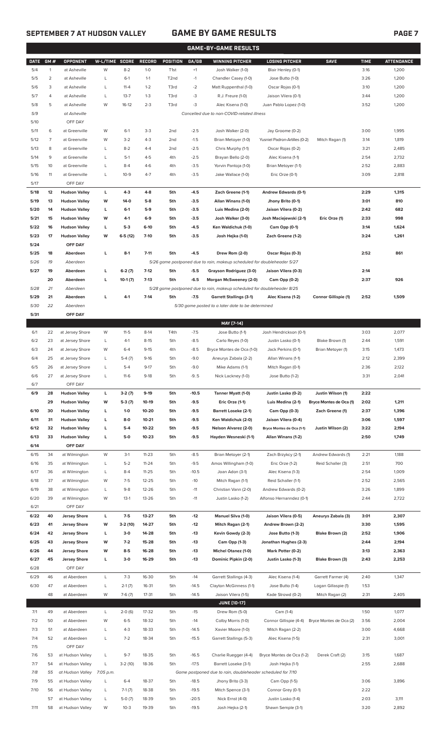# GAME BY GAME RESULTS

## GAME-BY-GAME RESULTS

| DATE | GM # | OPPONENT | W-L/TIME | SCORE | RECORD | POSITION | GA/GB | WINNING PITCHER | LOSING PITCHER | SAVE | TIME | ATTENDANCE |
|---|---|---|---|---|---|---|---|---|---|---|---|---|
| 5/4 | 1 | at Asheville | W | 8-2 | 1-0 | T1st | +1 | Josh Walker (1-0) | Blair Henley (0-1) | | 3:16 | 1,200 |
| 5/5 | 2 | at Asheville | L | 6-1 | 1-1 | T2nd | -1 | Chandler Casey (1-0) | Jose Butto (1-0) | | 3:26 | 1,200 |
| 5/6 | 3 | at Asheville | L | 11-4 | 1-2 | T3rd | -2 | Matt Ruppenthal (1-0) | Oscar Rojas (0-1) | | 3:10 | 1,200 |
| 5/7 | 4 | at Asheville | L | 13-7 | 1-3 | T3rd | -3 | R.J. Freure (1-0) | Jaison Vilera (0-1) | | 3:44 | 1,200 |
| 5/8 | 5 | at Asheville | W | 16-12 | 2-3 | T3rd | -3 | Alec Kisena (1-0) | Juan Pablo Lopez (1-0) | | 3:52 | 1,200 |
| 5/9 | | at Asheville | | | | | | Cancelled due to non-COVID-related illness | | | | |
| 5/10 | | OFF DAY | | | | | | | | | | |
| 5/11 | 6 | at Greenville | W | 6-1 | 3-3 | 2nd | -2.5 | Josh Walker (2-0) | Jay Groome (0-2) | | 3:00 | 1,995 |
| 5/12 | 7 | at Greenville | W | 3-2 | 4-3 | 2nd | -1.5 | Brian Metoyer (1-0) | Yusniel Padron-Artilles (0-2) | Mitch Ragan (1) | 3:14 | 1,819 |
| 5/13 | 8 | at Greenville | L | 8-2 | 4-4 | 2nd | -2.5 | Chris Murphy (1-1) | Oscar Rojas (0-2) | | 3:21 | 2,485 |
| 5/14 | 9 | at Greenville | L | 5-1 | 4-5 | 4th | -2.5 | Brayan Bello (2-0) | Alec Kisena (1-1) | | 2:54 | 2,732 |
| 5/15 | 10 | at Greenville | L | 8-4 | 4-6 | 4th | -3.5 | Yorvin Pantoja (1-0) | Brian Metoyer (1-1) | | 2:52 | 2,883 |
| 5/16 | 11 | at Greenville | L | 10-9 | 4-7 | 4th | -3.5 | Jake Wallace (1-0) | Eric Orze (0-1) | | 3:09 | 2,818 |
| 5/17 | | OFF DAY | | | | | | | | | | |
| **5/18** | **12** | **Hudson Valley** | **L** | **4-3** | **4-8** | **5th** | **-4.5** | **Zach Greene (1-1)** | **Andrew Edwards (0-1)** | | **2:29** | **1,315** |
| **5/19** | **13** | **Hudson Valley** | **W** | **14-0** | **5-8** | **5th** | **-3.5** | **Allan Winans (1-0)** | **Jhony Brito (0-1)** | | **3:01** | **810** |
| **5/20** | **14** | **Hudson Valley** | **L** | **6-1** | **5-9** | **5th** | **-3.5** | **Luis Medina (2-0)** | **Jaison Vilera (0-2)** | | **2:42** | **682** |
| **5/21** | **15** | **Hudson Valley** | **W** | **4-1** | **6-9** | **5th** | **-3.5** | **Josh Walker (3-0)** | **Josh Maciejewski (2-1)** | **Eric Orze (1)** | **2:33** | **998** |
| **5/22** | **16** | **Hudson Valley** | **L** | **5-3** | **6-10** | **5th** | **-4.5** | **Ken Waldichuk (1-0)** | **Cam Opp (0-1)** | | **3:14** | **1,624** |
| **5/23** | **17** | **Hudson Valley** | **W** | **6-5 (12)** | **7-10** | **5th** | **-3.5** | **Josh Hejka (1-0)** | **Zach Greene (1-2)** | | **3:24** | **1,261** |
| **5/24** | | **OFF DAY** | | | | | | | | | | |
| **5/25** | **18** | **Aberdeen** | **L** | **8-1** | **7-11** | **5th** | **-4.5** | **Drew Rom (2-0)** | **Oscar Rojas (0-3)** | | **2:52** | **861** |
| *5/26* | *19* | *Aberdeen* | | | | | | *5/26 game postponed due to rain, makeup scheduled for doubleheader 5/27* | | | | |
| **5/27** | **19** | **Aberdeen** | **L** | **6-2 (7)** | **7-12** | **5th** | **-5.5** | **Grayson Rodriguez (3-0)** | **Jaison Vilera (0-3)** | | **2:14** | |
| | **20** | **Aberdeen** | **L** | **10-1 (7)** | **7-13** | **5th** | **-6.5** | **Morgan McSweeney (2-0)** | **Cam Opp (0-2)** | | **2:37** | **926** |
| *5/28* | *21* | *Aberdeen* | | | | | | *5/28 game postponed due to rain, makeup scheduled for doubleheader 8/25* | | | | |
| **5/29** | **21** | **Aberdeen** | **L** | **4-1** | **7-14** | **5th** | **-7.5** | **Garrett Stallings (3-1)** | **Alec Kisena (1-2)** | **Connor Gillispie (1)** | **2:52** | **1,509** |
| *5/30* | *22* | *Aberdeen* | | | | | | *5/30 game posted to a later date to be determined* | | | | |
| **5/31** | | **OFF DAY** | | | | | | | | | | |
| | | | | | | | | **MAY [7-14]** | | | | |
| 6/1 | 22 | at Jersey Shore | W | 11-5 | 8-14 | T4th | -7.5 | Jose Butto (1-1) | Josh Hendrickson (0-1) | | 3:03 | 2,077 |
| 6/2 | 23 | at Jersey Shore | L | 4-1 | 8-15 | 5th | -8.5 | Carlo Reyes (1-0) | Justin Lasko (0-1) | Blake Brown (1) | 2:44 | 1,591 |
| 6/3 | 24 | at Jersey Shore | W | 6-4 | 9-15 | 4th | -8.5 | Bryce Montes de Oca (1-0) | Jack Perkins (0-1) | Brian Metoyer (1) | 3:15 | 1,473 |
| 6/4 | 25 | at Jersey Shore | L | 5-4 (7) | 9-16 | 5th | -9.0 | Aneurys Zabala (2-2) | Allan Winans (1-1) | | 2:12 | 2,399 |
| 6/5 | 26 | at Jersey Shore | L | 5-4 | 9-17 | 5th | -9.0 | Mike Adams (1-1) | Mitch Ragan (0-1) | | 2:36 | 2,122 |
| 6/6 | 27 | at Jersey Shore | L | 11-6 | 9-18 | 5th | -9..5 | Nick Lackney (1-0) | Jose Butto (1-2) | | 3:31 | 2,041 |
| 6/7 | | OFF DAY | | | | | | | | | | |
| **6/9** | **28** | **Hudson Valley** | **L** | **3-2 (7)** | **9-19** | **5th** | **-10.5** | **Tanner Myatt (1-0)** | **Justin Lasko (0-2)** | **Justin Wilson (1)** | **2:22** | |
| | **29** | **Hudson Valley** | **W** | **5-3 (7)** | **10-19** | **5th** | **-9.5** | **Eric Orze (1-1)** | **Luis Medina (2-1)** | **Bryce Montes de Oca (1)** | **2:02** | **1,211** |
| **6/10** | **30** | **Hudson Valley** | **L** | **1-0** | **10-20** | **5th** | **-9.5** | **Barrett Loseke (2-1)** | **Cam Opp (0-3)** | **Zach Greene (1)** | **2:37** | **1,396** |
| **6/11** | **31** | **Hudson Valley** | **L** | **8-0** | **10-21** | **5th** | **-9.5** | **Ken Waldichuk (2-0)** | **Jaison Vilera (0-4)** | | **3:06** | **1,597** |
| **6/12** | **32** | **Hudson Valley** | **L** | **5-4** | **10-22** | **5th** | **-9.5** | **Nelson Alvarez (2-0)** | **Bryce Montes de Oca (1-1)** | **Justin Wilson (2)** | **3:22** | **2,194** |
| **6/13** | **33** | **Hudson Valley** | **L** | **5-0** | **10-23** | **5th** | **-9.5** | **Hayden Wesneski (1-1)** | **Allan Winans (1-2)** | | **2:50** | **1,749** |
| **6/14** | | **OFF DAY** | | | | | | | | | | |
| 6/15 | 34 | at Wilmington | W | 3-1 | 11-23 | 5th | -8.5 | Brian Metoyer (2-1) | Zach Brzykcy (2-1) | Andrew Edwards (1) | 2:21 | 1,188 |
| 6/16 | 35 | at Wilmington | L | 5-2 | 11-24 | 5th | -9.5 | Amos Willingham (1-0) | Eric Orze (1-2) | Reid Schaller (3) | 2:51 | 700 |
| 6/17 | 36 | at Wilmington | L | 8-4 | 11-25 | 5th | -10.5 | Joan Adon (3-1) | Alec Kisena (1-3) | | 2:54 | 1,009 |
| 6/18 | 37 | at Wilmington | W | 7-5 | 12-25 | 5th | -10 | Mitch Ragan (1-1) | Reid Schaller (1-1) | | 2:52 | 2,565 |
| 6/19 | 38 | at Wilmington | L | 9-8 | 12-26 | 5th | -11 | Christian Vann (2-0) | Andrew Edwards (0-2) | | 3:26 | 1,899 |
| 6/20 | 39 | at Wilmington | W | 13-1 | 13-26 | 5th | -11 | Justin Lasko (1-2) | Alfonso Hernanndez (0-1) | | 2:44 | 2,722 |
| 6/21 | | OFF DAY | | | | | | | | | | |
| **6/22** | **40** | **Jersey Shore** | **L** | **7-5** | **13-27** | **5th** | **-12** | **Manuel Silva (1-0)** | **Jaison Vilera (0-5)** | **Aneurys Zabala (3)** | **3:01** | **2,307** |
| **6/23** | **41** | **Jersey Shore** | **W** | **3-2 (10)** | **14-27** | **5th** | **-12** | **Mitch Ragan (2-1)** | **Andrew Brown (2-2)** | | **3:30** | **1,595** |
| **6/24** | **42** | **Jersey Shore** | **L** | **3-0** | **14-28** | **5th** | **-13** | **Kevin Gowdy (2-3)** | **Jose Butto (1-3)** | **Blake Brown (2)** | **2:52** | **1,906** |
| **6/25** | **43** | **Jersey Shore** | **W** | **7-2** | **15-28** | **5th** | **-13** | **Cam Opp (1-3)** | **Jonathan Hughes (2-3)** | | **2:44** | **2,194** |
| **6/26** | **44** | **Jersey Shore** | **W** | **8-5** | **16-28** | **5th** | **-13** | **Michel Otanez (1-0)** | **Mark Potter (0-2)** | | **3:13** | **2,363** |
| **6/27** | **45** | **Jersey Shore** | **L** | **3-0** | **16-29** | **5th** | **-13** | **Dominic Pipkin (2-0)** | **Justin Lasko (1-3)** | **Blake Brown (3)** | **2:43** | **2,253** |
| 6/28 | | OFF DAY | | | | | | | | | | |
| 6/29 | 46 | at Aberdeen | L | 7-3 | 16-30 | 5th | -14 | Garrett Stallings (4-3) | Alec Kisena (1-4) | Garrett Farmer (4) | 2:40 | 1,347 |
| 6/30 | 47 | at Aberdeen | L | 2-1 (7) | 16-31 | 5th | -14.5 | Clayton McGinness (1-1) | Jose Butto (1-4) | Logan Gillaspie (1) | 1:53 | |
| | 48 | at Aberdeen | W | 7-6 (7) | 17-31 | 5th | -14.5 | Jaison Vilera (1-5) | Kade Strowd (0-2) | Mitch Ragan (2) | 2:31 | 2,405 |
| | | | | | | | | **JUNE [10-17]** | | | | |
| 7/1 | 49 | at Aberdeen | L | 2-0 (6) | 17-32 | 5th | -15 | Drew Rom (5-0) | Cam (1-4) | | 1:50 | 1,077 |
| 7/2 | 50 | at Aberdeen | W | 6-5 | 18-32 | 5th | -14 | Colby Morris (1-0) | Connor Gillispie (4-4) | Bryce Montes de Oca (2) | 3:56 | 2,004 |
| 7/3 | 51 | at Aberdeen | L | 4-3 | 18-33 | 5th | -14.5 | Xavier Moore (1-0) | Mitch Ragan (2-2) | | 3:00 | 4,668 |
| 7/4 | 52 | at Aberdeen | L | 7-2 | 18-34 | 5th | -15.5 | Garrett Stallings (5-3) | Alec Kisena (1-5) | | 2:31 | 3,001 |
| 7/5 | | OFF DAY | | | | | | | | | | |
| 7/6 | 53 | at Hudson Valley | L | 9-7 | 18-35 | 5th | -16.5 | Charlie Ruegger (4-4) | Bryce Montes de Oca (1-2) | Derek Craft (2) | 3:15 | 1,687 |
| 7/7 | 54 | at Hudson Valley | L | 3-2 (10) | 18-36 | 5th | -17.5 | Barrett Loseke (3-1) | Josh Hejka (1-1) | | 2:55 | 2,688 |
| *7/8* | *55* | *at Hudson Valley* | *7:05 p.m.* | | | | | *Game postponed due to rain, doubleheader scheduled for 7/10* | | | | |
| 7/9 | 55 | at Hudson Valley | L | 6-4 | 18-37 | 5th | -18.5 | Jhony Brito (3-3) | Cam Opp (1-5) | | 3:06 | 3,896 |
| 7/10 | 56 | at Hudson Valley | L | 7-1 (7) | 18-38 | 5th | -19.5 | Mitch Spence (3-1) | Connor Grey (0-1) | | 2:22 | |
| | 57 | at Hudson Valley | L | 5-0 (7) | 18-39 | 5th | -20.5 | Nick Ernst (4-0) | Justin Lasko (1-4) | | 2:03 | 3,111 |
| 7/11 | 58 | at Hudson Valley | W | 10-3 | 19-39 | 5th | -19.5 | Josh Hejka (2-1) | Shawn Semple (3-1) | | 3:20 | 2,892 |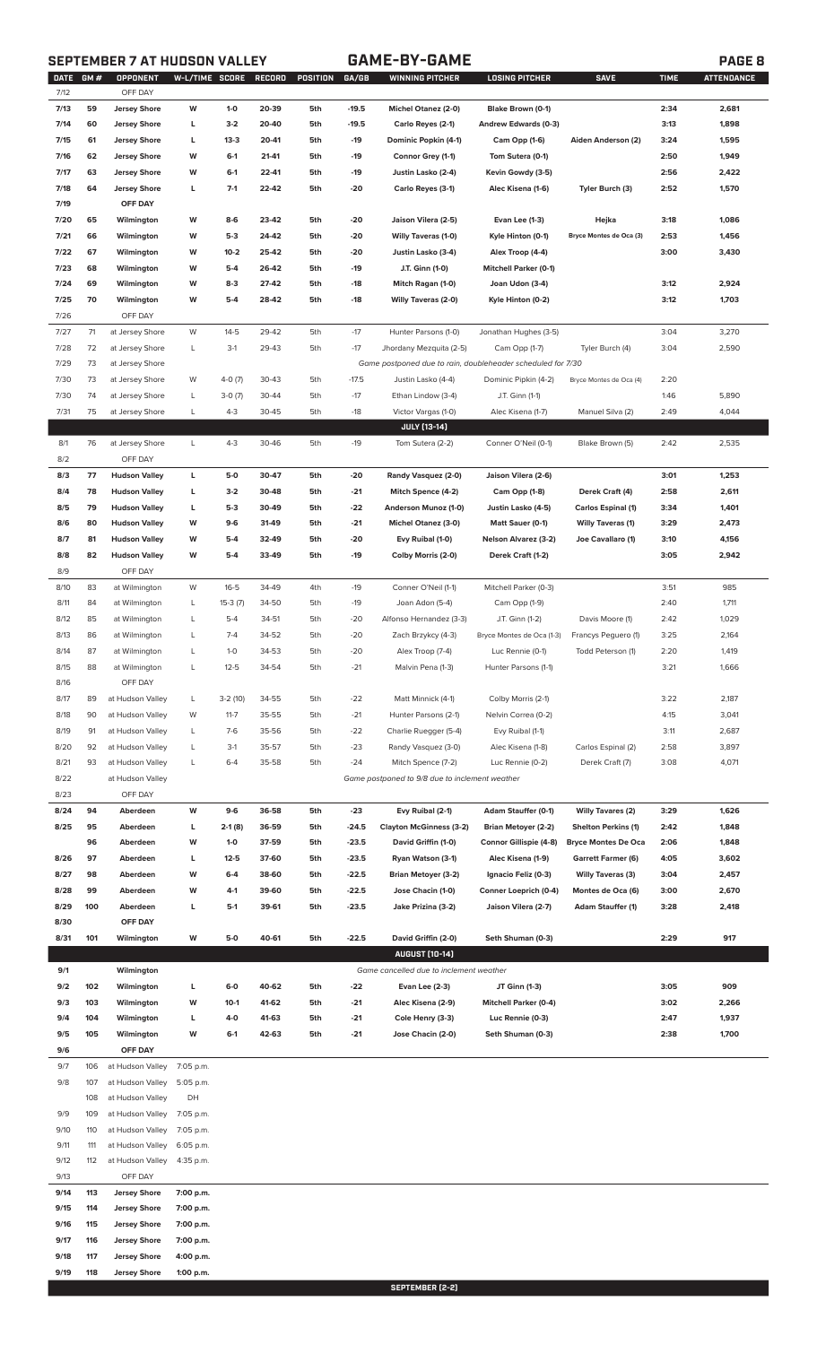## SEPTEMBER 7 AT HUDSON VALLEY — GAME-BY-GAME

| DATE | GM # | OPPONENT | W-L/TIME | SCORE | RECORD | POSITION | GA/GB | WINNING PITCHER | LOSING PITCHER | SAVE | TIME | ATTENDANCE |
|---|---|---|---|---|---|---|---|---|---|---|---|---|
| 7/12 | | OFF DAY | | | | | | | | | | |
| 7/13 | 59 | Jersey Shore | W | 1-0 | 20-39 | 5th | -19.5 | Michel Otanez (2-0) | Blake Brown (0-1) | | 2:34 | 2,681 |
| 7/14 | 60 | Jersey Shore | L | 3-2 | 20-40 | 5th | -19.5 | Carlo Reyes (2-1) | Andrew Edwards (0-3) | | 3:13 | 1,898 |
| 7/15 | 61 | Jersey Shore | L | 13-3 | 20-41 | 5th | -19 | Dominic Popkin (4-1) | Cam Opp (1-6) | Aiden Anderson (2) | 3:24 | 1,595 |
| 7/16 | 62 | Jersey Shore | W | 6-1 | 21-41 | 5th | -19 | Connor Grey (1-1) | Tom Sutera (0-1) | | 2:50 | 1,949 |
| 7/17 | 63 | Jersey Shore | W | 6-1 | 22-41 | 5th | -19 | Justin Lasko (2-4) | Kevin Gowdy (3-5) | | 2:56 | 2,422 |
| 7/18 | 64 | Jersey Shore | L | 7-1 | 22-42 | 5th | -20 | Carlo Reyes (3-1) | Alec Kisena (1-6) | Tyler Burch (3) | 2:52 | 1,570 |
| 7/19 | | OFF DAY | | | | | | | | | | |
| 7/20 | 65 | Wilmington | W | 8-6 | 23-42 | 5th | -20 | Jaison Vilera (2-5) | Evan Lee (1-3) | Hejka | 3:18 | 1,086 |
| 7/21 | 66 | Wilmington | W | 5-3 | 24-42 | 5th | -20 | Willy Taveras (1-0) | Kyle Hinton (0-1) | Bryce Montes de Oca (3) | 2:53 | 1,456 |
| 7/22 | 67 | Wilmington | W | 10-2 | 25-42 | 5th | -20 | Justin Lasko (3-4) | Alex Troop (4-4) | | 3:00 | 3,430 |
| 7/23 | 68 | Wilmington | W | 5-4 | 26-42 | 5th | -19 | J.T. Ginn (1-0) | Mitchell Parker (0-1) | | | |
| 7/24 | 69 | Wilmington | W | 8-3 | 27-42 | 5th | -18 | Mitch Ragan (1-0) | Joan Udon (3-4) | | 3:12 | 2,924 |
| 7/25 | 70 | Wilmington | W | 5-4 | 28-42 | 5th | -18 | Willy Taveras (2-0) | Kyle Hinton (0-2) | | 3:12 | 1,703 |
| 7/26 | | OFF DAY | | | | | | | | | | |
| 7/27 | 71 | at Jersey Shore | W | 14-5 | 29-42 | 5th | -17 | Hunter Parsons (1-0) | Jonathan Hughes (3-5) | | 3:04 | 3,270 |
| 7/28 | 72 | at Jersey Shore | L | 3-1 | 29-43 | 5th | -17 | Jhordany Mezquita (2-5) | Cam Opp (1-7) | Tyler Burch (4) | 3:04 | 2,590 |
| 7/29 | 73 | at Jersey Shore | | | | | | Game postponed due to rain, doubleheader scheduled for 7/30 | | | | |
| 7/30 | 73 | at Jersey Shore | W | 4-0 (7) | 30-43 | 5th | -17.5 | Justin Lasko (4-4) | Dominic Pipkin (4-2) | Bryce Montes de Oca (4) | 2:20 | |
| 7/30 | 74 | at Jersey Shore | L | 3-0 (7) | 30-44 | 5th | -17 | Ethan Lindow (3-4) | J.T. Ginn (1-1) | | 1:46 | 5,890 |
| 7/31 | 75 | at Jersey Shore | L | 4-3 | 30-45 | 5th | -18 | Victor Vargas (1-0) | Alec Kisena (1-7) | Manuel Silva (2) | 2:49 | 4,044 |
| | | | | | | | | JULY [13-14] | | | | |
| 8/1 | 76 | at Jersey Shore | L | 4-3 | 30-46 | 5th | -19 | Tom Sutera (2-2) | Conner O'Neil (0-1) | Blake Brown (5) | 2:42 | 2,535 |
| 8/2 | | OFF DAY | | | | | | | | | | |
| 8/3 | 77 | Hudson Valley | L | 5-0 | 30-47 | 5th | -20 | Randy Vasquez (2-0) | Jaison Vilera (2-6) | | 3:01 | 1,253 |
| 8/4 | 78 | Hudson Valley | L | 3-2 | 30-48 | 5th | -21 | Mitch Spence (4-2) | Cam Opp (1-8) | Derek Craft (4) | 2:58 | 2,611 |
| 8/5 | 79 | Hudson Valley | L | 5-3 | 30-49 | 5th | -22 | Anderson Munoz (1-0) | Justin Lasko (4-5) | Carlos Espinal (1) | 3:34 | 1,401 |
| 8/6 | 80 | Hudson Valley | W | 9-6 | 31-49 | 5th | -21 | Michel Otanez (3-0) | Matt Sauer (0-1) | Willy Taveras (1) | 3:29 | 2,473 |
| 8/7 | 81 | Hudson Valley | W | 5-4 | 32-49 | 5th | -20 | Evy Ruibal (1-0) | Nelson Alvarez (3-2) | Joe Cavallaro (1) | 3:10 | 4,156 |
| 8/8 | 82 | Hudson Valley | W | 5-4 | 33-49 | 5th | -19 | Colby Morris (2-0) | Derek Craft (1-2) | | 3:05 | 2,942 |
| 8/9 | | OFF DAY | | | | | | | | | | |
| 8/10 | 83 | at Wilmington | W | 16-5 | 34-49 | 4th | -19 | Conner O'Neil (1-1) | Mitchell Parker (0-3) | | 3:51 | 985 |
| 8/11 | 84 | at Wilmington | L | 15-3 (7) | 34-50 | 5th | -19 | Joan Adon (5-4) | Cam Opp (1-9) | | 2:40 | 1,711 |
| 8/12 | 85 | at Wilmington | L | 5-4 | 34-51 | 5th | -20 | Alfonso Hernandez (3-3) | J.T. Ginn (1-2) | Davis Moore (1) | 2:42 | 1,029 |
| 8/13 | 86 | at Wilmington | L | 7-4 | 34-52 | 5th | -20 | Zach Brzykcy (4-3) | Bryce Montes de Oca (1-3) | Francys Peguero (1) | 3:25 | 2,164 |
| 8/14 | 87 | at Wilmington | L | 1-0 | 34-53 | 5th | -20 | Alex Troop (7-4) | Luc Rennie (0-1) | Todd Peterson (1) | 2:20 | 1,419 |
| 8/15 | 88 | at Wilmington | L | 12-5 | 34-54 | 5th | -21 | Malvin Pena (1-3) | Hunter Parsons (1-1) | | 3:21 | 1,666 |
| 8/16 | | OFF DAY | | | | | | | | | | |
| 8/17 | 89 | at Hudson Valley | L | 3-2 (10) | 34-55 | 5th | -22 | Matt Minnick (4-1) | Colby Morris (2-1) | | 3:22 | 2,187 |
| 8/18 | 90 | at Hudson Valley | W | 11-7 | 35-55 | 5th | -21 | Hunter Parsons (2-1) | Nelvin Correa (0-2) | | 4:15 | 3,041 |
| 8/19 | 91 | at Hudson Valley | L | 7-6 | 35-56 | 5th | -22 | Charlie Ruegger (5-4) | Evy Ruibal (1-1) | | 3:11 | 2,687 |
| 8/20 | 92 | at Hudson Valley | L | 3-1 | 35-57 | 5th | -23 | Randy Vasquez (3-0) | Alec Kisena (1-8) | Carlos Espinal (2) | 2:58 | 3,897 |
| 8/21 | 93 | at Hudson Valley | L | 6-4 | 35-58 | 5th | -24 | Mitch Spence (7-2) | Luc Rennie (0-2) | Derek Craft (7) | 3:08 | 4,071 |
| 8/22 | | at Hudson Valley | | | | | | Game postponed to 9/8 due to inclement weather | | | | |
| 8/23 | | OFF DAY | | | | | | | | | | |
| 8/24 | 94 | Aberdeen | W | 9-6 | 36-58 | 5th | -23 | Evy Ruibal (2-1) | Adam Stauffer (0-1) | Willy Tavares (2) | 3:29 | 1,626 |
| 8/25 | 95 | Aberdeen | L | 2-1 (8) | 36-59 | 5th | -24.5 | Clayton McGinness (3-2) | Brian Metoyer (2-2) | Shelton Perkins (1) | 2:42 | 1,848 |
| | 96 | Aberdeen | W | 1-0 | 37-59 | 5th | -23.5 | David Griffin (1-0) | Connor Gillispie (4-8) | Bryce Montes De Oca | 2:06 | 1,848 |
| 8/26 | 97 | Aberdeen | L | 12-5 | 37-60 | 5th | -23.5 | Ryan Watson (3-1) | Alec Kisena (1-9) | Garrett Farmer (6) | 4:05 | 3,602 |
| 8/27 | 98 | Aberdeen | W | 6-4 | 38-60 | 5th | -22.5 | Brian Metoyer (3-2) | Ignacio Feliz (0-3) | Willy Taveras (3) | 3:04 | 2,457 |
| 8/28 | 99 | Aberdeen | W | 4-1 | 39-60 | 5th | -22.5 | Jose Chacin (1-0) | Conner Loeprich (0-4) | Montes de Oca (6) | 3:00 | 2,670 |
| 8/29 | 100 | Aberdeen | L | 5-1 | 39-61 | 5th | -23.5 | Jake Prizina (3-2) | Jaison Vilera (2-7) | Adam Stauffer (1) | 3:28 | 2,418 |
| 8/30 | | OFF DAY | | | | | | | | | | |
| 8/31 | 101 | Wilmington | W | 5-0 | 40-61 | 5th | -22.5 | David Griffin (2-0) | Seth Shuman (0-3) | | 2:29 | 917 |
| | | | | | | | | AUGUST [10-14] | | | | |
| 9/1 | | Wilmington | | | | | | Game cancelled due to inclement weather | | | | |
| 9/2 | 102 | Wilmington | L | 6-0 | 40-62 | 5th | -22 | Evan Lee (2-3) | JT Ginn (1-3) | | 3:05 | 909 |
| 9/3 | 103 | Wilmington | W | 10-1 | 41-62 | 5th | -21 | Alec Kisena (2-9) | Mitchell Parker (0-4) | | 3:02 | 2,266 |
| 9/4 | 104 | Wilmington | L | 4-0 | 41-63 | 5th | -21 | Cole Henry (3-3) | Luc Rennie (0-3) | | 2:47 | 1,937 |
| 9/5 | 105 | Wilmington | W | 6-1 | 42-63 | 5th | -21 | Jose Chacin (2-0) | Seth Shuman (0-3) | | 2:38 | 1,700 |
| 9/6 | | OFF DAY | | | | | | | | | | |
| 9/7 | 106 | at Hudson Valley | 7:05 p.m. | | | | | | | | | |
| 9/8 | 107 | at Hudson Valley | 5:05 p.m. | | | | | | | | | |
| | 108 | at Hudson Valley | DH | | | | | | | | | |
| 9/9 | 109 | at Hudson Valley | 7:05 p.m. | | | | | | | | | |
| 9/10 | 110 | at Hudson Valley | 7:05 p.m. | | | | | | | | | |
| 9/11 | 111 | at Hudson Valley | 6:05 p.m. | | | | | | | | | |
| 9/12 | 112 | at Hudson Valley | 4:35 p.m. | | | | | | | | | |
| 9/13 | | OFF DAY | | | | | | | | | | |
| 9/14 | 113 | Jersey Shore | 7:00 p.m. | | | | | | | | | |
| 9/15 | 114 | Jersey Shore | 7:00 p.m. | | | | | | | | | |
| 9/16 | 115 | Jersey Shore | 7:00 p.m. | | | | | | | | | |
| 9/17 | 116 | Jersey Shore | 7:00 p.m. | | | | | | | | | |
| 9/18 | 117 | Jersey Shore | 4:00 p.m. | | | | | | | | | |
| 9/19 | 118 | Jersey Shore | 1:00 p.m. | | | | | | | | | |
| | | | | | | | | SEPTEMBER [2-2] | | | | |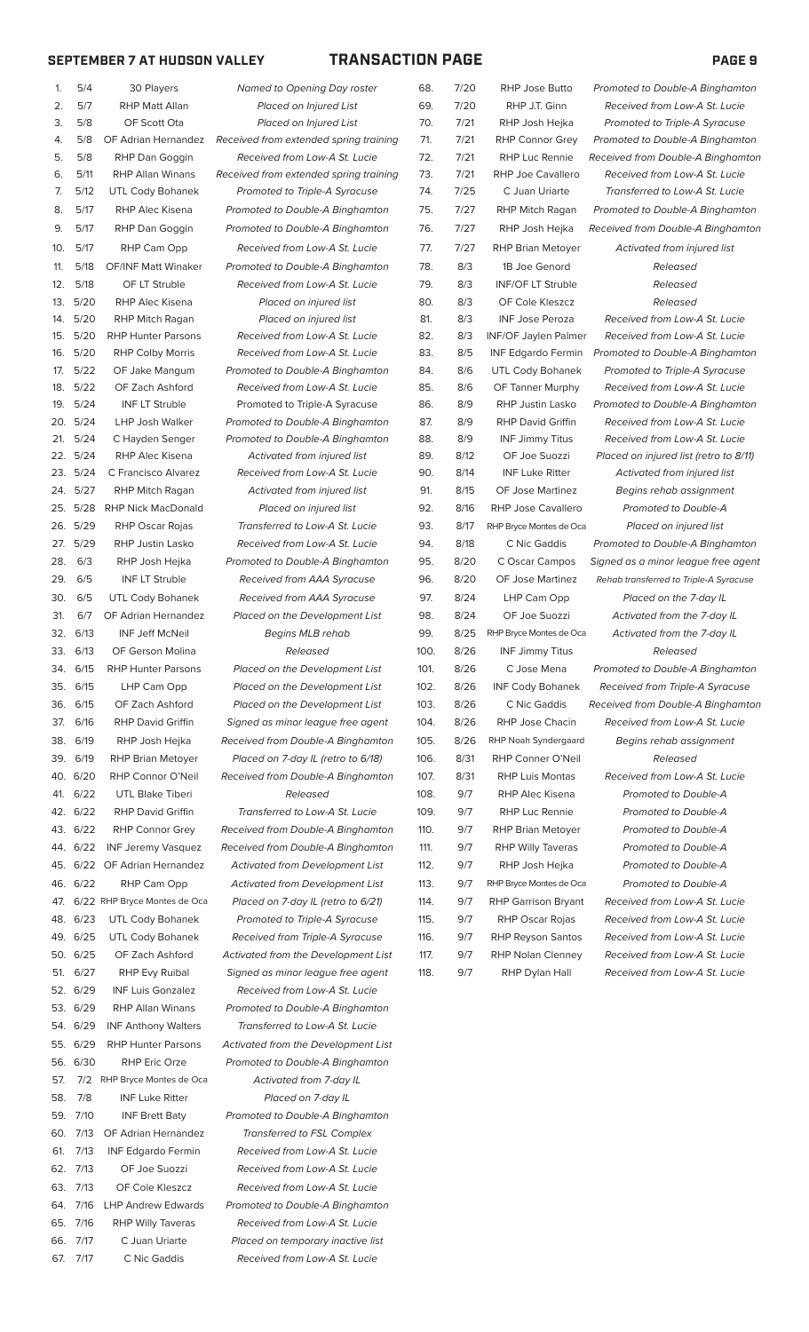# TRANSACTION PAGE

| | | | |
|---|---|---|---|
| 1. | 5/4 | 30 Players | *Named to Opening Day roster* |
| 2. | 5/7 | RHP Matt Allan | *Placed on Injured List* |
| 3. | 5/8 | OF Scott Ota | *Placed on Injured List* |
| 4. | 5/8 | OF Adrian Hernandez | *Received from extended spring training* |
| 5. | 5/8 | RHP Dan Goggin | *Received from Low-A St. Lucie* |
| 6. | 5/11 | RHP Allan Winans | *Received from extended spring training* |
| 7. | 5/12 | UTL Cody Bohanek | *Promoted to Triple-A Syracuse* |
| 8. | 5/17 | RHP Alec Kisena | *Promoted to Double-A Binghamton* |
| 9. | 5/17 | RHP Dan Goggin | *Promoted to Double-A Binghamton* |
| 10. | 5/17 | RHP Cam Opp | *Received from Low-A St. Lucie* |
| 11. | 5/18 | OF/INF Matt Winaker | *Promoted to Double-A Binghamton* |
| 12. | 5/18 | OF LT Struble | *Received from Low-A St. Lucie* |
| 13. | 5/20 | RHP Alec Kisena | *Placed on injured list* |
| 14. | 5/20 | RHP Mitch Ragan | *Placed on injured list* |
| 15. | 5/20 | RHP Hunter Parsons | *Received from Low-A St. Lucie* |
| 16. | 5/20 | RHP Colby Morris | *Received from Low-A St. Lucie* |
| 17. | 5/22 | OF Jake Mangum | *Promoted to Double-A Binghamton* |
| 18. | 5/22 | OF Zach Ashford | *Received from Low-A St. Lucie* |
| 19. | 5/24 | INF LT Struble | Promoted to Triple-A Syracuse |
| 20. | 5/24 | LHP Josh Walker | *Promoted to Double-A Binghamton* |
| 21. | 5/24 | C Hayden Senger | *Promoted to Double-A Binghamton* |
| 22. | 5/24 | RHP Alec Kisena | *Activated from injured list* |
| 23. | 5/24 | C Francisco Alvarez | *Received from Low-A St. Lucie* |
| 24. | 5/27 | RHP Mitch Ragan | *Activated from injured list* |
| 25. | 5/28 | RHP Nick MacDonald | *Placed on injured list* |
| 26. | 5/29 | RHP Oscar Rojas | *Transferred to Low-A St. Lucie* |
| 27. | 5/29 | RHP Justin Lasko | *Received from Low-A St. Lucie* |
| 28. | 6/3 | RHP Josh Hejka | *Promoted to Double-A Binghamton* |
| 29. | 6/5 | INF LT Struble | *Received from AAA Syracuse* |
| 30. | 6/5 | UTL Cody Bohanek | *Received from AAA Syracuse* |
| 31. | 6/7 | OF Adrian Hernandez | *Placed on the Development List* |
| 32. | 6/13 | INF Jeff McNeil | *Begins MLB rehab* |
| 33. | 6/13 | OF Gerson Molina | *Released* |
| 34. | 6/15 | RHP Hunter Parsons | *Placed on the Development List* |
| 35. | 6/15 | LHP Cam Opp | *Placed on the Development List* |
| 36. | 6/15 | OF Zach Ashford | *Placed on the Development List* |
| 37. | 6/16 | RHP David Griffin | *Signed as minor league free agent* |
| 38. | 6/19 | RHP Josh Hejka | *Received from Double-A Binghamton* |
| 39. | 6/19 | RHP Brian Metoyer | *Placed on 7-day IL (retro to 6/18)* |
| 40. | 6/20 | RHP Connor O'Neil | *Received from Double-A Binghamton* |
| 41. | 6/22 | UTL Blake Tiberi | *Released* |
| 42. | 6/22 | RHP David Griffin | *Transferred to Low-A St. Lucie* |
| 43. | 6/22 | RHP Connor Grey | *Received from Double-A Binghamton* |
| 44. | 6/22 | INF Jeremy Vasquez | *Received from Double-A Binghamton* |
| 45. | 6/22 | OF Adrian Hernandez | *Activated from Development List* |
| 46. | 6/22 | RHP Cam Opp | *Activated from Development List* |
| 47. | 6/22 | RHP Bryce Montes de Oca | *Placed on 7-day IL (retro to 6/21)* |
| 48. | 6/23 | UTL Cody Bohanek | *Promoted to Triple-A Syracuse* |
| 49. | 6/25 | UTL Cody Bohanek | *Received from Triple-A Syracuse* |
| 50. | 6/25 | OF Zach Ashford | *Activated from the Development List* |
| 51. | 6/27 | RHP Evy Ruibal | *Signed as minor league free agent* |
| 52. | 6/29 | INF Luis Gonzalez | *Received from Low-A St. Lucie* |
| 53. | 6/29 | RHP Allan Winans | *Promoted to Double-A Binghamton* |
| 54. | 6/29 | INF Anthony Walters | *Transferred to Low-A St. Lucie* |
| 55. | 6/29 | RHP Hunter Parsons | *Activated from the Development List* |
| 56. | 6/30 | RHP Eric Orze | *Promoted to Double-A Binghamton* |
| 57. | 7/2 | RHP Bryce Montes de Oca | *Activated from 7-day IL* |
| 58. | 7/8 | INF Luke Ritter | *Placed on 7-day IL* |
| 59. | 7/10 | INF Brett Baty | *Promoted to Double-A Binghamton* |
| 60. | 7/13 | OF Adrian Hernandez | *Transferred to FSL Complex* |
| 61. | 7/13 | INF Edgardo Fermin | *Received from Low-A St. Lucie* |
| 62. | 7/13 | OF Joe Suozzi | *Received from Low-A St. Lucie* |
| 63. | 7/13 | OF Cole Kleszcz | *Received from Low-A St. Lucie* |
| 64. | 7/16 | LHP Andrew Edwards | *Promoted to Double-A Binghamton* |
| 65. | 7/16 | RHP Willy Taveras | *Received from Low-A St. Lucie* |
| 66. | 7/17 | C Juan Uriarte | *Placed on temporary inactive list* |
| 67. | 7/17 | C Nic Gaddis | *Received from Low-A St. Lucie* |
| 68. | 7/20 | RHP Jose Butto | *Promoted to Double-A Binghamton* |
| 69. | 7/20 | RHP J.T. Ginn | *Received from Low-A St. Lucie* |
| 70. | 7/21 | RHP Josh Hejka | *Promoted to Triple-A Syracuse* |
| 71. | 7/21 | RHP Connor Grey | *Promoted to Double-A Binghamton* |
| 72. | 7/21 | RHP Luc Rennie | *Received from Double-A Binghamton* |
| 73. | 7/21 | RHP Joe Cavallero | *Received from Low-A St. Lucie* |
| 74. | 7/25 | C Juan Uriarte | *Transferred to Low-A St. Lucie* |
| 75. | 7/27 | RHP Mitch Ragan | *Promoted to Double-A Binghamton* |
| 76. | 7/27 | RHP Josh Hejka | *Received from Double-A Binghamton* |
| 77. | 7/27 | RHP Brian Metoyer | *Activated from injured list* |
| 78. | 8/3 | 1B Joe Genord | *Released* |
| 79. | 8/3 | INF/OF LT Struble | *Released* |
| 80. | 8/3 | OF Cole Kleszcz | *Released* |
| 81. | 8/3 | INF Jose Peroza | *Received from Low-A St. Lucie* |
| 82. | 8/3 | INF/OF Jaylen Palmer | *Received from Low-A St. Lucie* |
| 83. | 8/5 | INF Edgardo Fermin | *Promoted to Double-A Binghamton* |
| 84. | 8/6 | UTL Cody Bohanek | *Promoted to Triple-A Syracuse* |
| 85. | 8/6 | OF Tanner Murphy | *Received from Low-A St. Lucie* |
| 86. | 8/9 | RHP Justin Lasko | *Promoted to Double-A Binghamton* |
| 87. | 8/9 | RHP David Griffin | *Received from Low-A St. Lucie* |
| 88. | 8/9 | INF Jimmy Titus | *Received from Low-A St. Lucie* |
| 89. | 8/12 | OF Joe Suozzi | *Placed on injured list (retro to 8/11)* |
| 90. | 8/14 | INF Luke Ritter | *Activated from injured list* |
| 91. | 8/15 | OF Jose Martinez | *Begins rehab assignment* |
| 92. | 8/16 | RHP Jose Cavallero | *Promoted to Double-A* |
| 93. | 8/17 | RHP Bryce Montes de Oca | *Placed on injured list* |
| 94. | 8/18 | C Nic Gaddis | *Promoted to Double-A Binghamton* |
| 95. | 8/20 | C Oscar Campos | *Signed as a minor league free agent* |
| 96. | 8/20 | OF Jose Martinez | *Rehab transferred to Triple-A Syracuse* |
| 97. | 8/24 | LHP Cam Opp | *Placed on the 7-day IL* |
| 98. | 8/24 | OF Joe Suozzi | *Activated from the 7-day IL* |
| 99. | 8/25 | RHP Bryce Montes de Oca | *Activated from the 7-day IL* |
| 100. | 8/26 | INF Jimmy Titus | *Released* |
| 101. | 8/26 | C Jose Mena | *Promoted to Double-A Binghamton* |
| 102. | 8/26 | INF Cody Bohanek | *Received from Triple-A Syracuse* |
| 103. | 8/26 | C Nic Gaddis | *Received from Double-A Binghamton* |
| 104. | 8/26 | RHP Jose Chacin | *Received from Low-A St. Lucie* |
| 105. | 8/26 | RHP Noah Syndergaard | *Begins rehab assignment* |
| 106. | 8/31 | RHP Conner O'Neil | *Released* |
| 107. | 8/31 | RHP Luis Montas | *Received from Low-A St. Lucie* |
| 108. | 9/7 | RHP Alec Kisena | *Promoted to Double-A* |
| 109. | 9/7 | RHP Luc Rennie | *Promoted to Double-A* |
| 110. | 9/7 | RHP Brian Metoyer | *Promoted to Double-A* |
| 111. | 9/7 | RHP Willy Taveras | *Promoted to Double-A* |
| 112. | 9/7 | RHP Josh Hejka | *Promoted to Double-A* |
| 113. | 9/7 | RHP Bryce Montes de Oca | *Promoted to Double-A* |
| 114. | 9/7 | RHP Garrison Bryant | *Received from Low-A St. Lucie* |
| 115. | 9/7 | RHP Oscar Rojas | *Received from Low-A St. Lucie* |
| 116. | 9/7 | RHP Reyson Santos | *Received from Low-A St. Lucie* |
| 117. | 9/7 | RHP Nolan Clenney | *Received from Low-A St. Lucie* |
| 118. | 9/7 | RHP Dylan Hall | *Received from Low-A St. Lucie* |